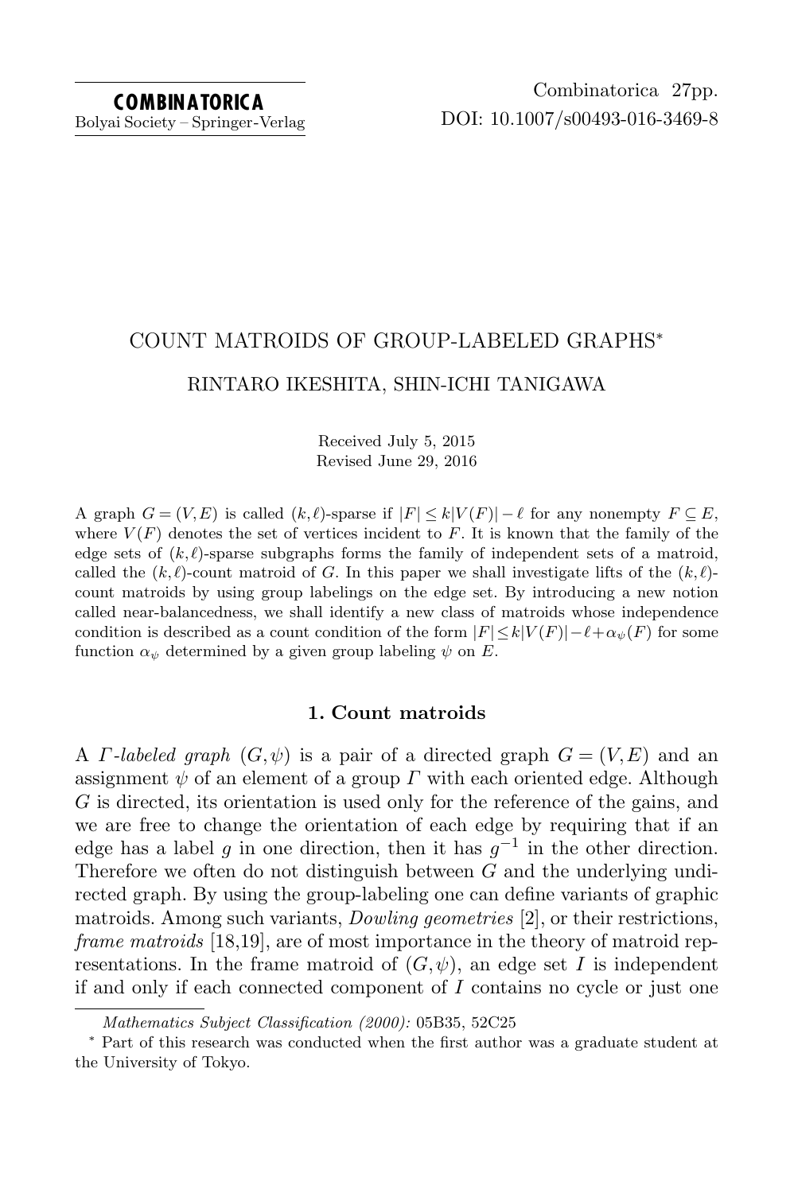# COUNT MATROIDS OF GROUP-LABELED GRAPHS*

RINTARO IKESHITA, SHIN-ICHI TANIGAWA

Received July 5, 2015
Revised June 29, 2016

A graph $G=(V,E)$ is called $(k,\ell)$-sparse if $|F| \le k|V(F)| - \ell$ for any nonempty $F \subseteq E$, where $V(F)$ denotes the set of vertices incident to $F$. It is known that the family of the edge sets of $(k,\ell)$-sparse subgraphs forms the family of independent sets of a matroid, called the $(k,\ell)$-count matroid of $G$. In this paper we shall investigate lifts of the $(k,\ell)$-count matroids by using group labelings on the edge set. By introducing a new notion called near-balancedness, we shall identify a new class of matroids whose independence condition is described as a count condition of the form $|F| \le k|V(F)| - \ell + \alpha_\psi(F)$ for some function $\alpha_\psi$ determined by a given group labeling $\psi$ on $E$.

## 1. Count matroids

A *Γ-labeled graph* $(G,\psi)$ is a pair of a directed graph $G=(V,E)$ and an assignment $\psi$ of an element of a group $\Gamma$ with each oriented edge. Although $G$ is directed, its orientation is used only for the reference of the gains, and we are free to change the orientation of each edge by requiring that if an edge has a label $g$ in one direction, then it has $g^{-1}$ in the other direction. Therefore we often do not distinguish between $G$ and the underlying undirected graph. By using the group-labeling one can define variants of graphic matroids. Among such variants, *Dowling geometries* [2], or their restrictions, *frame matroids* [18,19], are of most importance in the theory of matroid representations. In the frame matroid of $(G,\psi)$, an edge set $I$ is independent if and only if each connected component of $I$ contains no cycle or just one

*Mathematics Subject Classification (2000):* 05B35, 52C25

\* Part of this research was conducted when the first author was a graduate student at the University of Tokyo.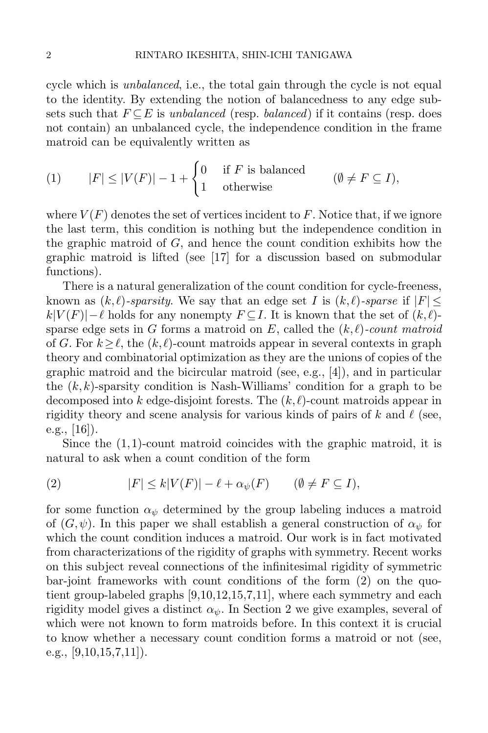cycle which is *unbalanced*, i.e., the total gain through the cycle is not equal to the identity. By extending the notion of balancedness to any edge subsets such that $F \subseteq E$ is *unbalanced* (resp. *balanced*) if it contains (resp. does not contain) an unbalanced cycle, the independence condition in the frame matroid can be equivalently written as

$$|F| \leq |V(F)| - 1 + \begin{cases} 0 & \text{if } F \text{ is balanced} \\ 1 & \text{otherwise} \end{cases} \qquad (\emptyset \neq F \subseteq I), \tag{1}$$

where $V(F)$ denotes the set of vertices incident to $F$. Notice that, if we ignore the last term, this condition is nothing but the independence condition in the graphic matroid of $G$, and hence the count condition exhibits how the graphic matroid is lifted (see [17] for a discussion based on submodular functions).

There is a natural generalization of the count condition for cycle-freeness, known as $(k, \ell)$-*sparsity*. We say that an edge set $I$ is $(k, \ell)$-*sparse* if $|F| \leq k|V(F)| - \ell$ holds for any nonempty $F \subseteq I$. It is known that the set of $(k, \ell)$-sparse edge sets in $G$ forms a matroid on $E$, called the $(k, \ell)$-*count matroid* of $G$. For $k \geq \ell$, the $(k, \ell)$-count matroids appear in several contexts in graph theory and combinatorial optimization as they are the unions of copies of the graphic matroid and the bicircular matroid (see, e.g., [4]), and in particular the $(k, k)$-sparsity condition is Nash-Williams' condition for a graph to be decomposed into $k$ edge-disjoint forests. The $(k, \ell)$-count matroids appear in rigidity theory and scene analysis for various kinds of pairs of $k$ and $\ell$ (see, e.g., [16]).

Since the $(1, 1)$-count matroid coincides with the graphic matroid, it is natural to ask when a count condition of the form

$$|F| \leq k|V(F)| - \ell + \alpha_\psi(F) \qquad (\emptyset \neq F \subseteq I), \tag{2}$$

for some function $\alpha_\psi$ determined by the group labeling induces a matroid of $(G, \psi)$. In this paper we shall establish a general construction of $\alpha_\psi$ for which the count condition induces a matroid. Our work is in fact motivated from characterizations of the rigidity of graphs with symmetry. Recent works on this subject reveal connections of the infinitesimal rigidity of symmetric bar-joint frameworks with count conditions of the form (2) on the quotient group-labeled graphs [9,10,12,15,7,11], where each symmetry and each rigidity model gives a distinct $\alpha_\psi$. In Section 2 we give examples, several of which were not known to form matroids before. In this context it is crucial to know whether a necessary count condition forms a matroid or not (see, e.g., [9,10,15,7,11]).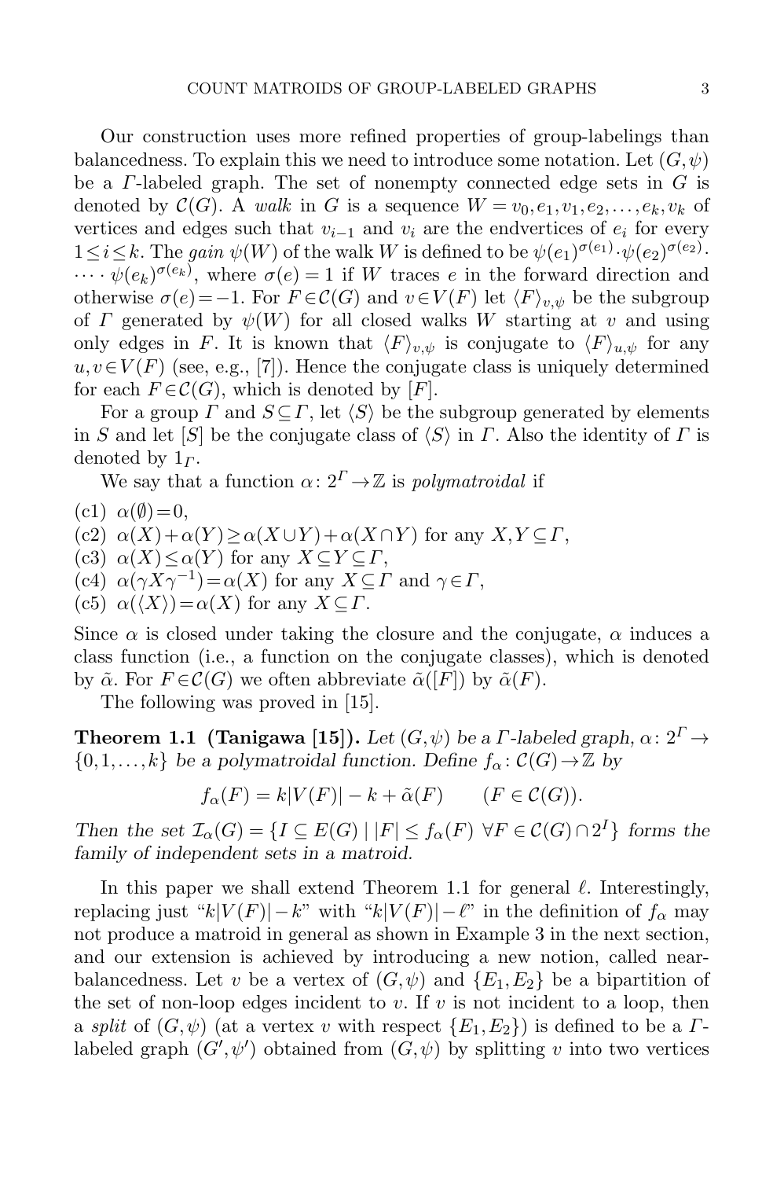Our construction uses more refined properties of group-labelings than balancedness. To explain this we need to introduce some notation. Let $(G,\psi)$ be a $\Gamma$-labeled graph. The set of nonempty connected edge sets in $G$ is denoted by $\mathcal{C}(G)$. A *walk* in $G$ is a sequence $W = v_0, e_1, v_1, e_2, \dots, e_k, v_k$ of vertices and edges such that $v_{i-1}$ and $v_i$ are the endvertices of $e_i$ for every $1 \le i \le k$. The *gain* $\psi(W)$ of the walk $W$ is defined to be $\psi(e_1)^{\sigma(e_1)} \cdot \psi(e_2)^{\sigma(e_2)} \cdot \cdots \cdot \psi(e_k)^{\sigma(e_k)}$, where $\sigma(e) = 1$ if $W$ traces $e$ in the forward direction and otherwise $\sigma(e) = -1$. For $F \in \mathcal{C}(G)$ and $v \in V(F)$ let $\langle F \rangle_{v,\psi}$ be the subgroup of $\Gamma$ generated by $\psi(W)$ for all closed walks $W$ starting at $v$ and using only edges in $F$. It is known that $\langle F \rangle_{v,\psi}$ is conjugate to $\langle F \rangle_{u,\psi}$ for any $u, v \in V(F)$ (see, e.g., [7]). Hence the conjugate class is uniquely determined for each $F \in \mathcal{C}(G)$, which is denoted by $[F]$.

For a group $\Gamma$ and $S \subseteq \Gamma$, let $\langle S \rangle$ be the subgroup generated by elements in $S$ and let $[S]$ be the conjugate class of $\langle S \rangle$ in $\Gamma$. Also the identity of $\Gamma$ is denoted by $1_\Gamma$.

We say that a function $\alpha \colon 2^\Gamma \to \mathbb{Z}$ is *polymatroidal* if

- (c1) $\alpha(\emptyset) = 0$,
- (c2) $\alpha(X) + \alpha(Y) \ge \alpha(X \cup Y) + \alpha(X \cap Y)$ for any $X, Y \subseteq \Gamma$,
- (c3) $\alpha(X) \le \alpha(Y)$ for any $X \subseteq Y \subseteq \Gamma$,
- (c4) $\alpha(\gamma X \gamma^{-1}) = \alpha(X)$ for any $X \subseteq \Gamma$ and $\gamma \in \Gamma$,
- (c5) $\alpha(\langle X \rangle) = \alpha(X)$ for any $X \subseteq \Gamma$.

Since $\alpha$ is closed under taking the closure and the conjugate, $\alpha$ induces a class function (i.e., a function on the conjugate classes), which is denoted by $\tilde{\alpha}$. For $F \in \mathcal{C}(G)$ we often abbreviate $\tilde{\alpha}([F])$ by $\tilde{\alpha}(F)$.

The following was proved in [15].

**Theorem 1.1 (Tanigawa [15]).** *Let $(G,\psi)$ be a $\Gamma$-labeled graph, $\alpha \colon 2^\Gamma \to \{0, 1, \dots, k\}$ be a polymatroidal function. Define $f_\alpha \colon \mathcal{C}(G) \to \mathbb{Z}$ by*

$$f_\alpha(F) = k|V(F)| - k + \tilde{\alpha}(F) \qquad (F \in \mathcal{C}(G)).$$

*Then the set $\mathcal{I}_\alpha(G) = \{I \subseteq E(G) \mid |F| \le f_\alpha(F)\ \forall F \in \mathcal{C}(G) \cap 2^I\}$ forms the family of independent sets in a matroid.*

In this paper we shall extend Theorem 1.1 for general $\ell$. Interestingly, replacing just "$k|V(F)| - k$" with "$k|V(F)| - \ell$" in the definition of $f_\alpha$ may not produce a matroid in general as shown in Example 3 in the next section, and our extension is achieved by introducing a new notion, called near-balancedness. Let $v$ be a vertex of $(G,\psi)$ and $\{E_1, E_2\}$ be a bipartition of the set of non-loop edges incident to $v$. If $v$ is not incident to a loop, then a *split* of $(G,\psi)$ (at a vertex $v$ with respect $\{E_1, E_2\}$) is defined to be a $\Gamma$-labeled graph $(G', \psi')$ obtained from $(G,\psi)$ by splitting $v$ into two vertices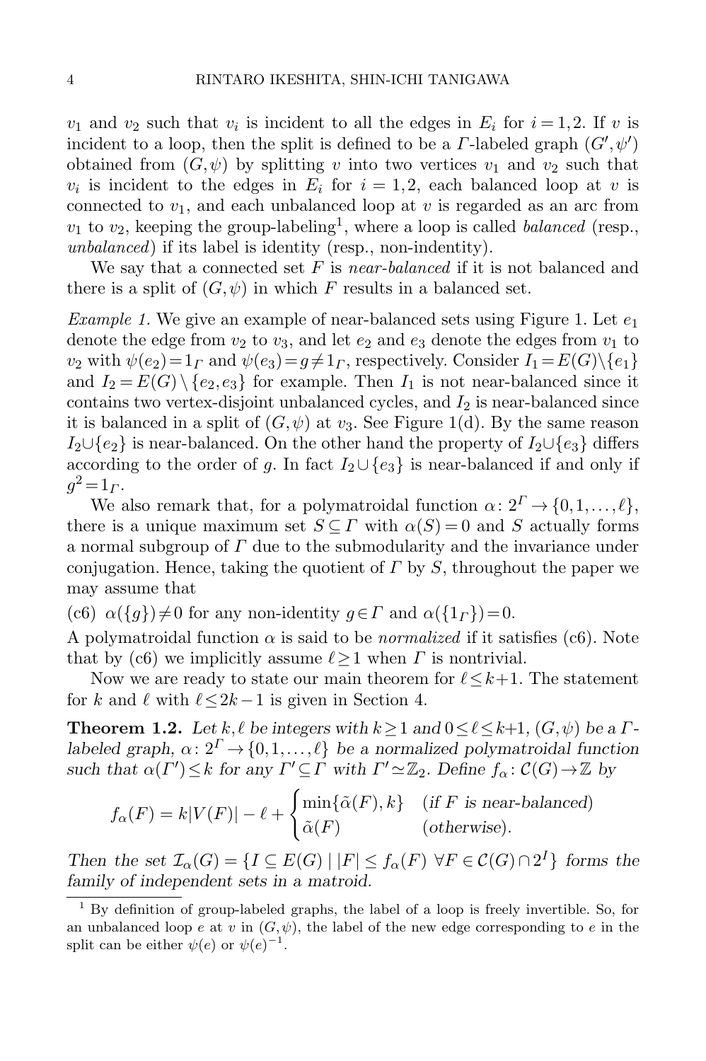$v_1$ and $v_2$ such that $v_i$ is incident to all the edges in $E_i$ for $i=1,2$. If $v$ is incident to a loop, then the split is defined to be a $\Gamma$-labeled graph $(G',\psi')$ obtained from $(G,\psi)$ by splitting $v$ into two vertices $v_1$ and $v_2$ such that $v_i$ is incident to the edges in $E_i$ for $i=1,2$, each balanced loop at $v$ is connected to $v_1$, and each unbalanced loop at $v$ is regarded as an arc from $v_1$ to $v_2$, keeping the group-labeling[1], where a loop is called *balanced* (resp., *unbalanced*) if its label is identity (resp., non-indentity).

We say that a connected set $F$ is *near-balanced* if it is not balanced and there is a split of $(G,\psi)$ in which $F$ results in a balanced set.

*Example 1.* We give an example of near-balanced sets using Figure 1. Let $e_1$ denote the edge from $v_2$ to $v_3$, and let $e_2$ and $e_3$ denote the edges from $v_1$ to $v_2$ with $\psi(e_2)=1_\Gamma$ and $\psi(e_3)=g\neq 1_\Gamma$, respectively. Consider $I_1=E(G)\setminus\{e_1\}$ and $I_2=E(G)\setminus\{e_2,e_3\}$ for example. Then $I_1$ is not near-balanced since it contains two vertex-disjoint unbalanced cycles, and $I_2$ is near-balanced since it is balanced in a split of $(G,\psi)$ at $v_3$. See Figure 1(d). By the same reason $I_2\cup\{e_2\}$ is near-balanced. On the other hand the property of $I_2\cup\{e_3\}$ differs according to the order of $g$. In fact $I_2\cup\{e_3\}$ is near-balanced if and only if $g^2=1_\Gamma$.

We also remark that, for a polymatroidal function $\alpha\colon 2^\Gamma\to\{0,1,\ldots,\ell\}$, there is a unique maximum set $S\subseteq\Gamma$ with $\alpha(S)=0$ and $S$ actually forms a normal subgroup of $\Gamma$ due to the submodularity and the invariance under conjugation. Hence, taking the quotient of $\Gamma$ by $S$, throughout the paper we may assume that

(c6) $\alpha(\{g\})\neq 0$ for any non-identity $g\in\Gamma$ and $\alpha(\{1_\Gamma\})=0$.

A polymatroidal function $\alpha$ is said to be *normalized* if it satisfies (c6). Note that by (c6) we implicitly assume $\ell\geq 1$ when $\Gamma$ is nontrivial.

Now we are ready to state our main theorem for $\ell\leq k+1$. The statement for $k$ and $\ell$ with $\ell\leq 2k-1$ is given in Section 4.

**Theorem 1.2.** *Let $k,\ell$ be integers with $k\geq 1$ and $0\leq\ell\leq k+1$, $(G,\psi)$ be a $\Gamma$-labeled graph, $\alpha\colon 2^\Gamma\to\{0,1,\ldots,\ell\}$ be a normalized polymatroidal function such that $\alpha(\Gamma')\leq k$ for any $\Gamma'\subseteq\Gamma$ with $\Gamma'\simeq\mathbb{Z}_2$. Define $f_\alpha\colon\mathcal{C}(G)\to\mathbb{Z}$ by*

$$f_\alpha(F)=k|V(F)|-\ell+\begin{cases}\min\{\tilde{\alpha}(F),k\} & (\text{if } F \text{ is near-balanced})\\ \tilde{\alpha}(F) & (\text{otherwise}).\end{cases}$$

*Then the set $\mathcal{I}_\alpha(G)=\{I\subseteq E(G)\mid |F|\leq f_\alpha(F)\ \forall F\in\mathcal{C}(G)\cap 2^I\}$ forms the family of independent sets in a matroid.*

[1] By definition of group-labeled graphs, the label of a loop is freely invertible. So, for an unbalanced loop $e$ at $v$ in $(G,\psi)$, the label of the new edge corresponding to $e$ in the split can be either $\psi(e)$ or $\psi(e)^{-1}$.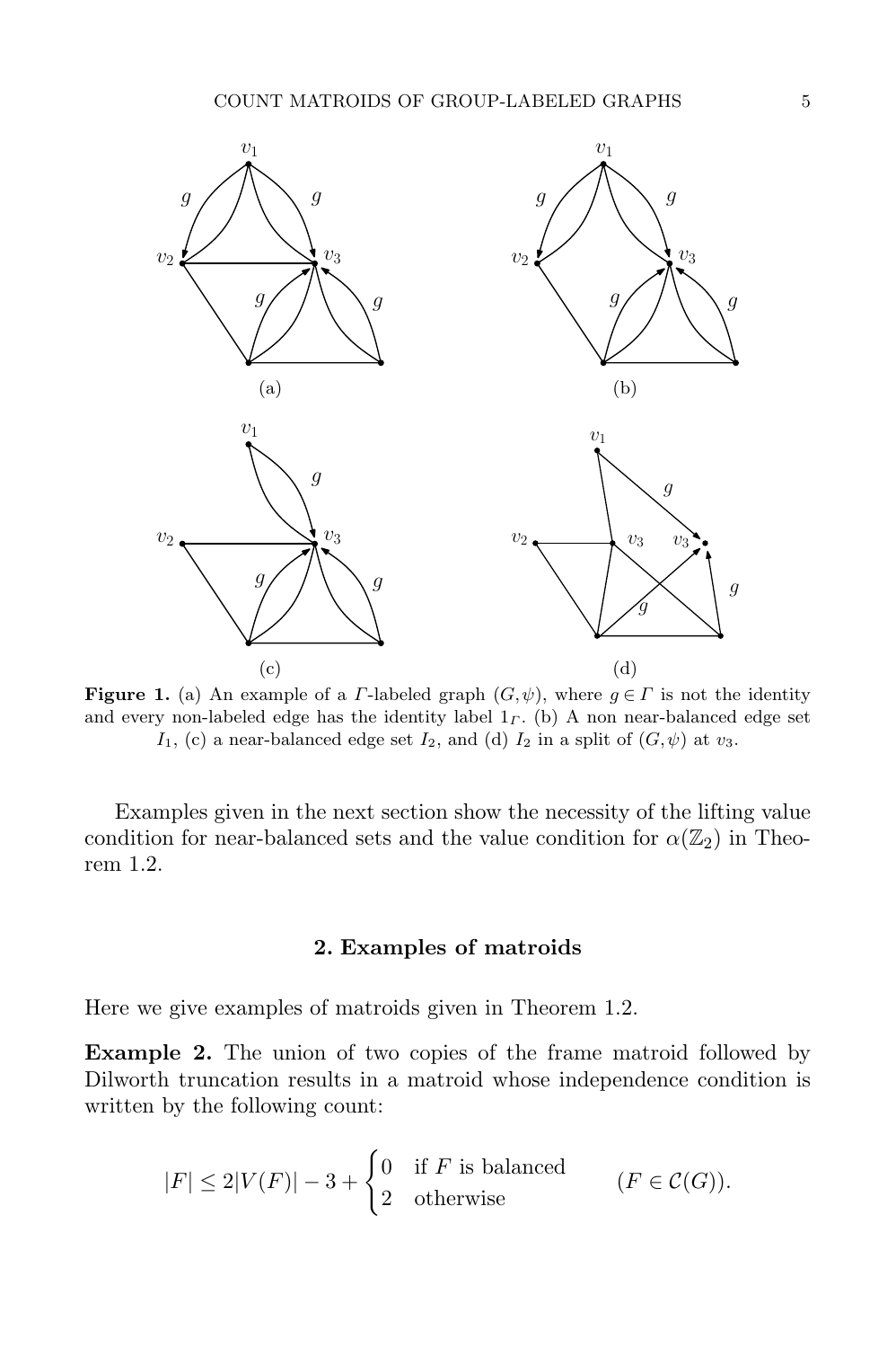**Figure 1.** (a) An example of a $\Gamma$-labeled graph $(G, \psi)$, where $g \in \Gamma$ is not the identity and every non-labeled edge has the identity label $1_\Gamma$. (b) A non near-balanced edge set $I_1$, (c) a near-balanced edge set $I_2$, and (d) $I_2$ in a split of $(G, \psi)$ at $v_3$.

Examples given in the next section show the necessity of the lifting value condition for near-balanced sets and the value condition for $\alpha(\mathbb{Z}_2)$ in Theorem 1.2.

## 2. Examples of matroids

Here we give examples of matroids given in Theorem 1.2.

**Example 2.** The union of two copies of the frame matroid followed by Dilworth truncation results in a matroid whose independence condition is written by the following count:

$$|F| \leq 2|V(F)| - 3 + \begin{cases} 0 & \text{if } F \text{ is balanced} \\ 2 & \text{otherwise} \end{cases} \qquad (F \in \mathcal{C}(G)).$$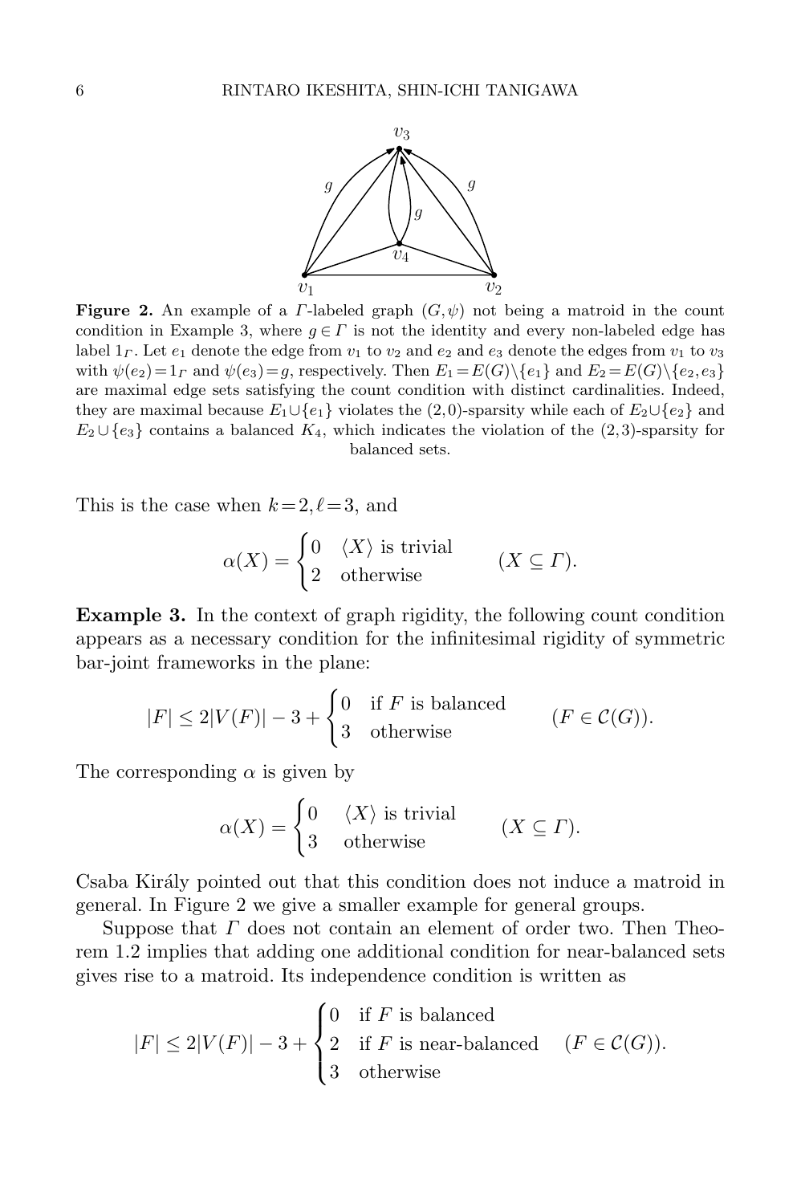**Figure 2.** An example of a $\Gamma$-labeled graph $(G,\psi)$ not being a matroid in the count condition in Example 3, where $g \in \Gamma$ is not the identity and every non-labeled edge has label $1_\Gamma$. Let $e_1$ denote the edge from $v_1$ to $v_2$ and $e_2$ and $e_3$ denote the edges from $v_1$ to $v_3$ with $\psi(e_2) = 1_\Gamma$ and $\psi(e_3) = g$, respectively. Then $E_1 = E(G) \setminus \{e_1\}$ and $E_2 = E(G) \setminus \{e_2, e_3\}$ are maximal edge sets satisfying the count condition with distinct cardinalities. Indeed, they are maximal because $E_1 \cup \{e_1\}$ violates the $(2,0)$-sparsity while each of $E_2 \cup \{e_2\}$ and $E_2 \cup \{e_3\}$ contains a balanced $K_4$, which indicates the violation of the $(2,3)$-sparsity for balanced sets.

This is the case when $k = 2, \ell = 3$, and

$$\alpha(X) = \begin{cases} 0 & \langle X \rangle \text{ is trivial} \\ 2 & \text{otherwise} \end{cases} \qquad (X \subseteq \Gamma).$$

**Example 3.** In the context of graph rigidity, the following count condition appears as a necessary condition for the infinitesimal rigidity of symmetric bar-joint frameworks in the plane:

$$|F| \leq 2|V(F)| - 3 + \begin{cases} 0 & \text{if } F \text{ is balanced} \\ 3 & \text{otherwise} \end{cases} \qquad (F \in \mathcal{C}(G)).$$

The corresponding $\alpha$ is given by

$$\alpha(X) = \begin{cases} 0 & \langle X \rangle \text{ is trivial} \\ 3 & \text{otherwise} \end{cases} \qquad (X \subseteq \Gamma).$$

Csaba Király pointed out that this condition does not induce a matroid in general. In Figure 2 we give a smaller example for general groups.

Suppose that $\Gamma$ does not contain an element of order two. Then Theorem 1.2 implies that adding one additional condition for near-balanced sets gives rise to a matroid. Its independence condition is written as

$$|F| \leq 2|V(F)| - 3 + \begin{cases} 0 & \text{if } F \text{ is balanced} \\ 2 & \text{if } F \text{ is near-balanced} \\ 3 & \text{otherwise} \end{cases} \quad (F \in \mathcal{C}(G)).$$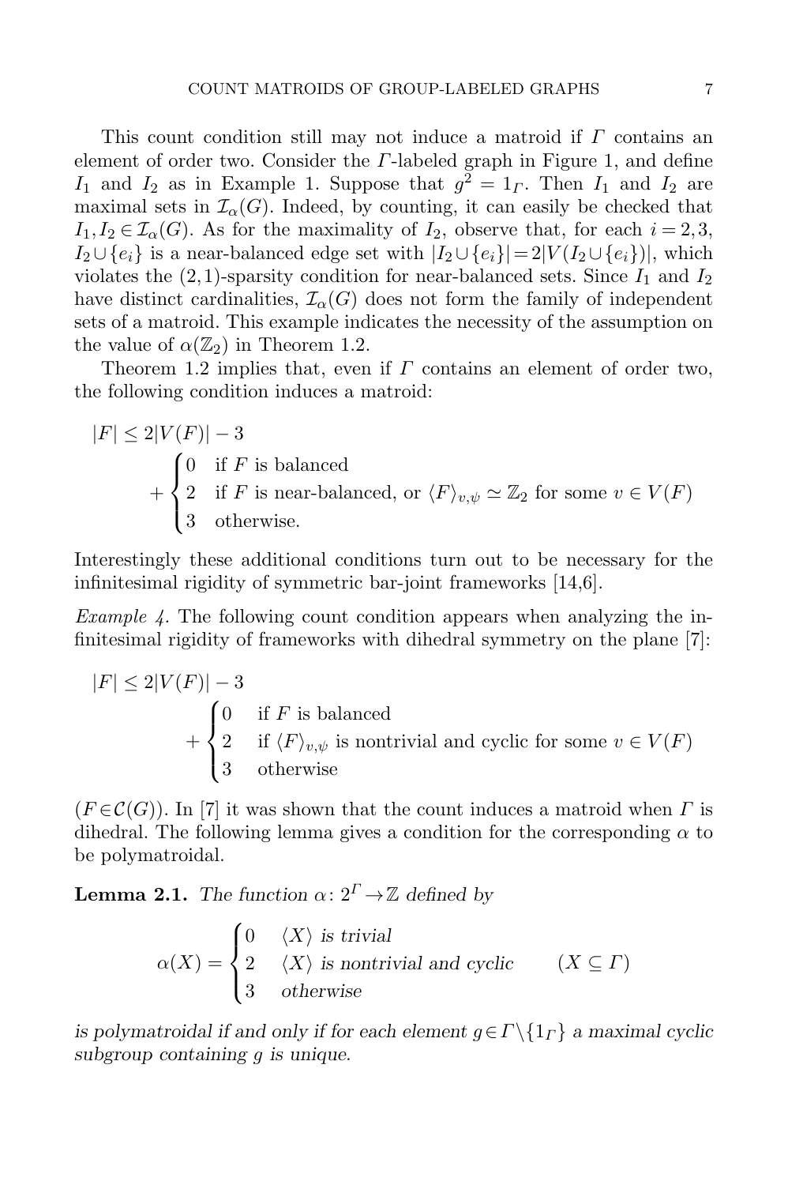This count condition still may not induce a matroid if $\Gamma$ contains an element of order two. Consider the $\Gamma$-labeled graph in Figure 1, and define $I_1$ and $I_2$ as in Example 1. Suppose that $g^2 = 1_\Gamma$. Then $I_1$ and $I_2$ are maximal sets in $\mathcal{I}_\alpha(G)$. Indeed, by counting, it can easily be checked that $I_1, I_2 \in \mathcal{I}_\alpha(G)$. As for the maximality of $I_2$, observe that, for each $i = 2, 3$, $I_2 \cup \{e_i\}$ is a near-balanced edge set with $|I_2 \cup \{e_i\}| = 2|V(I_2 \cup \{e_i\})|$, which violates the $(2,1)$-sparsity condition for near-balanced sets. Since $I_1$ and $I_2$ have distinct cardinalities, $\mathcal{I}_\alpha(G)$ does not form the family of independent sets of a matroid. This example indicates the necessity of the assumption on the value of $\alpha(\mathbb{Z}_2)$ in Theorem 1.2.

Theorem 1.2 implies that, even if $\Gamma$ contains an element of order two, the following condition induces a matroid:

$$|F| \leq 2|V(F)| - 3 + \begin{cases} 0 & \text{if } F \text{ is balanced} \\ 2 & \text{if } F \text{ is near-balanced, or } \langle F \rangle_{v,\psi} \simeq \mathbb{Z}_2 \text{ for some } v \in V(F) \\ 3 & \text{otherwise.} \end{cases}$$

Interestingly these additional conditions turn out to be necessary for the infinitesimal rigidity of symmetric bar-joint frameworks [14,6].

*Example 4.* The following count condition appears when analyzing the infinitesimal rigidity of frameworks with dihedral symmetry on the plane [7]:

$$|F| \leq 2|V(F)| - 3 + \begin{cases} 0 & \text{if } F \text{ is balanced} \\ 2 & \text{if } \langle F \rangle_{v,\psi} \text{ is nontrivial and cyclic for some } v \in V(F) \\ 3 & \text{otherwise} \end{cases}$$

$(F \in \mathcal{C}(G))$. In [7] it was shown that the count induces a matroid when $\Gamma$ is dihedral. The following lemma gives a condition for the corresponding $\alpha$ to be polymatroidal.

**Lemma 2.1.** *The function* $\alpha\colon 2^\Gamma \to \mathbb{Z}$ *defined by*

$$\alpha(X) = \begin{cases} 0 & \langle X \rangle \text{ is trivial} \\ 2 & \langle X \rangle \text{ is nontrivial and cyclic} \\ 3 & \text{otherwise} \end{cases} \qquad (X \subseteq \Gamma)$$

*is polymatroidal if and only if for each element* $g \in \Gamma \setminus \{1_\Gamma\}$ *a maximal cyclic subgroup containing* $g$ *is unique.*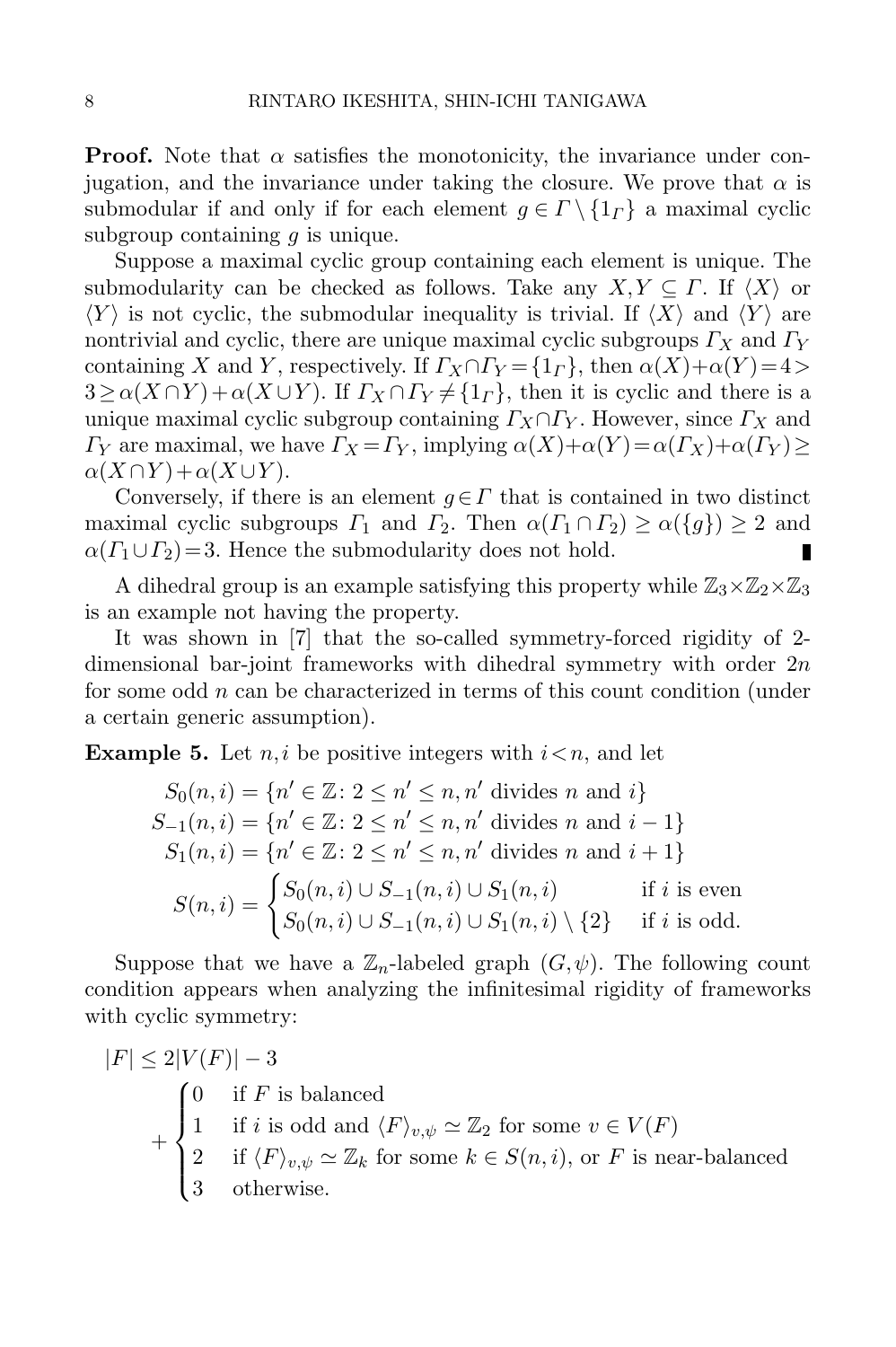**Proof.** Note that $\alpha$ satisfies the monotonicity, the invariance under conjugation, and the invariance under taking the closure. We prove that $\alpha$ is submodular if and only if for each element $g \in \Gamma \setminus \{1_\Gamma\}$ a maximal cyclic subgroup containing $g$ is unique.

Suppose a maximal cyclic group containing each element is unique. The submodularity can be checked as follows. Take any $X, Y \subseteq \Gamma$. If $\langle X \rangle$ or $\langle Y \rangle$ is not cyclic, the submodular inequality is trivial. If $\langle X \rangle$ and $\langle Y \rangle$ are nontrivial and cyclic, there are unique maximal cyclic subgroups $\Gamma_X$ and $\Gamma_Y$ containing $X$ and $Y$, respectively. If $\Gamma_X \cap \Gamma_Y = \{1_\Gamma\}$, then $\alpha(X) + \alpha(Y) = 4 > 3 \geq \alpha(X \cap Y) + \alpha(X \cup Y)$. If $\Gamma_X \cap \Gamma_Y \neq \{1_\Gamma\}$, then it is cyclic and there is a unique maximal cyclic subgroup containing $\Gamma_X \cap \Gamma_Y$. However, since $\Gamma_X$ and $\Gamma_Y$ are maximal, we have $\Gamma_X = \Gamma_Y$, implying $\alpha(X) + \alpha(Y) = \alpha(\Gamma_X) + \alpha(\Gamma_Y) \geq \alpha(X \cap Y) + \alpha(X \cup Y)$.

Conversely, if there is an element $g \in \Gamma$ that is contained in two distinct maximal cyclic subgroups $\Gamma_1$ and $\Gamma_2$. Then $\alpha(\Gamma_1 \cap \Gamma_2) \geq \alpha(\{g\}) \geq 2$ and $\alpha(\Gamma_1 \cup \Gamma_2) = 3$. Hence the submodularity does not hold. ∎

A dihedral group is an example satisfying this property while $\mathbb{Z}_3 \times \mathbb{Z}_2 \times \mathbb{Z}_3$ is an example not having the property.

It was shown in [7] that the so-called symmetry-forced rigidity of 2-dimensional bar-joint frameworks with dihedral symmetry with order $2n$ for some odd $n$ can be characterized in terms of this count condition (under a certain generic assumption).

**Example 5.** Let $n, i$ be positive integers with $i < n$, and let

$$
\begin{aligned}
S_0(n,i) &= \{n' \in \mathbb{Z} \colon 2 \leq n' \leq n, n' \text{ divides } n \text{ and } i\} \\
S_{-1}(n,i) &= \{n' \in \mathbb{Z} \colon 2 \leq n' \leq n, n' \text{ divides } n \text{ and } i-1\} \\
S_1(n,i) &= \{n' \in \mathbb{Z} \colon 2 \leq n' \leq n, n' \text{ divides } n \text{ and } i+1\} \\
S(n,i) &= \begin{cases} S_0(n,i) \cup S_{-1}(n,i) \cup S_1(n,i) & \text{if } i \text{ is even} \\ S_0(n,i) \cup S_{-1}(n,i) \cup S_1(n,i) \setminus \{2\} & \text{if } i \text{ is odd.} \end{cases}
\end{aligned}
$$

Suppose that we have a $\mathbb{Z}_n$-labeled graph $(G, \psi)$. The following count condition appears when analyzing the infinitesimal rigidity of frameworks with cyclic symmetry:

$$
\begin{aligned}
|F| \leq{}& 2|V(F)| - 3 \\
&+ \begin{cases} 0 & \text{if } F \text{ is balanced} \\ 1 & \text{if } i \text{ is odd and } \langle F \rangle_{v,\psi} \simeq \mathbb{Z}_2 \text{ for some } v \in V(F) \\ 2 & \text{if } \langle F \rangle_{v,\psi} \simeq \mathbb{Z}_k \text{ for some } k \in S(n,i), \text{ or } F \text{ is near-balanced} \\ 3 & \text{otherwise.} \end{cases}
\end{aligned}
$$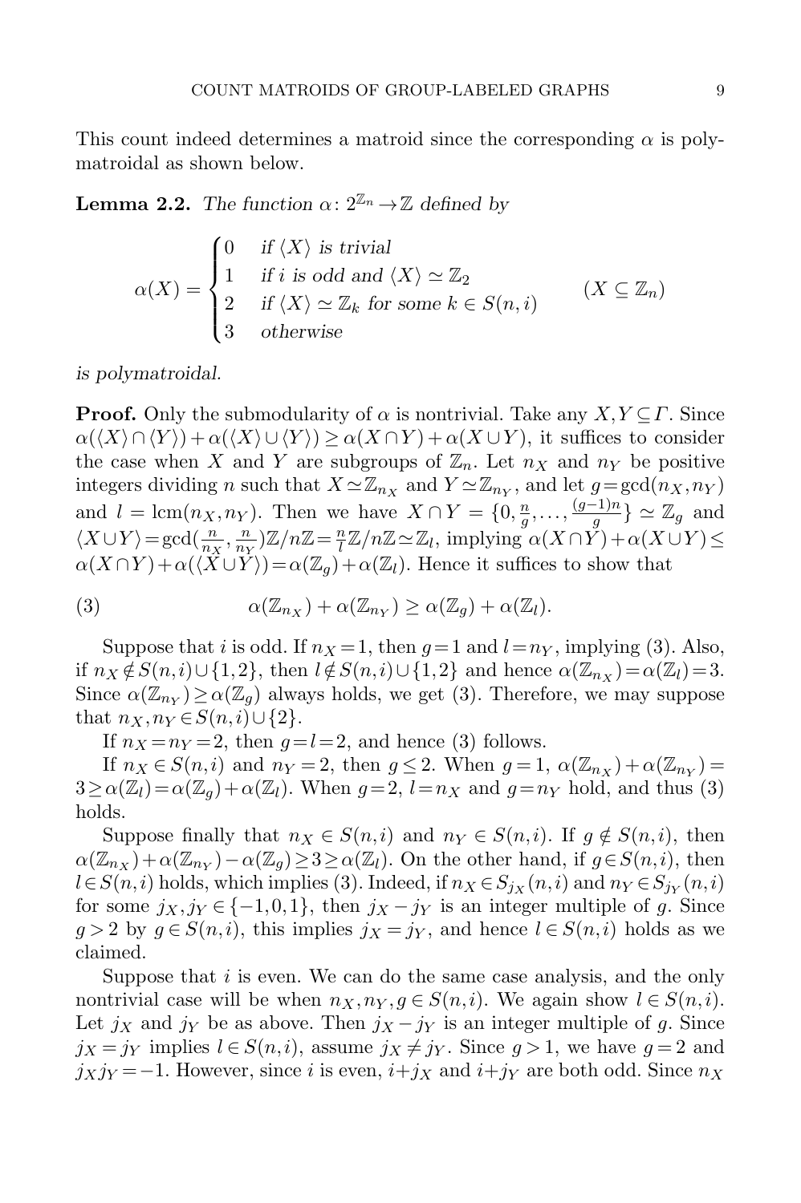This count indeed determines a matroid since the corresponding $\alpha$ is polymatroidal as shown below.

**Lemma 2.2.** *The function* $\alpha\colon 2^{\mathbb{Z}_n} \to \mathbb{Z}$ *defined by*

$$\alpha(X) = \begin{cases} 0 & \text{if } \langle X \rangle \text{ is trivial} \\ 1 & \text{if } i \text{ is odd and } \langle X \rangle \simeq \mathbb{Z}_2 \\ 2 & \text{if } \langle X \rangle \simeq \mathbb{Z}_k \text{ for some } k \in S(n,i) \\ 3 & \text{otherwise} \end{cases} \qquad (X \subseteq \mathbb{Z}_n)$$

*is polymatroidal.*

**Proof.** Only the submodularity of $\alpha$ is nontrivial. Take any $X, Y \subseteq \Gamma$. Since $\alpha(\langle X\rangle \cap \langle Y\rangle) + \alpha(\langle X\rangle \cup \langle Y\rangle) \geq \alpha(X\cap Y) + \alpha(X \cup Y)$, it suffices to consider the case when $X$ and $Y$ are subgroups of $\mathbb{Z}_n$. Let $n_X$ and $n_Y$ be positive integers dividing $n$ such that $X \simeq \mathbb{Z}_{n_X}$ and $Y \simeq \mathbb{Z}_{n_Y}$, and let $g = \gcd(n_X, n_Y)$ and $l = \operatorname{lcm}(n_X, n_Y)$. Then we have $X \cap Y = \{0, \frac{n}{g}, \ldots, \frac{(g-1)n}{g}\} \simeq \mathbb{Z}_g$ and $\langle X \cup Y\rangle = \gcd(\frac{n}{n_X}, \frac{n}{n_Y})\mathbb{Z}/n\mathbb{Z} = \frac{n}{l}\mathbb{Z}/n\mathbb{Z} \simeq \mathbb{Z}_l$, implying $\alpha(X\cap Y) + \alpha(X\cup Y) \leq \alpha(X \cap Y) + \alpha(\langle X \cup Y\rangle) = \alpha(\mathbb{Z}_g) + \alpha(\mathbb{Z}_l)$. Hence it suffices to show that

$$\alpha(\mathbb{Z}_{n_X}) + \alpha(\mathbb{Z}_{n_Y}) \geq \alpha(\mathbb{Z}_g) + \alpha(\mathbb{Z}_l). \tag{3}$$

Suppose that $i$ is odd. If $n_X = 1$, then $g = 1$ and $l = n_Y$, implying (3). Also, if $n_X \notin S(n,i) \cup \{1,2\}$, then $l \notin S(n,i) \cup \{1,2\}$ and hence $\alpha(\mathbb{Z}_{n_X}) = \alpha(\mathbb{Z}_l) = 3$. Since $\alpha(\mathbb{Z}_{n_Y}) \geq \alpha(\mathbb{Z}_g)$ always holds, we get (3). Therefore, we may suppose that $n_X, n_Y \in S(n,i) \cup \{2\}$.

If $n_X = n_Y = 2$, then $g = l = 2$, and hence (3) follows.

If $n_X \in S(n,i)$ and $n_Y = 2$, then $g \leq 2$. When $g = 1$, $\alpha(\mathbb{Z}_{n_X}) + \alpha(\mathbb{Z}_{n_Y}) = 3 \geq \alpha(\mathbb{Z}_l) = \alpha(\mathbb{Z}_g) + \alpha(\mathbb{Z}_l)$. When $g = 2$, $l = n_X$ and $g = n_Y$ hold, and thus (3) holds.

Suppose finally that $n_X \in S(n,i)$ and $n_Y \in S(n,i)$. If $g \notin S(n,i)$, then $\alpha(\mathbb{Z}_{n_X}) + \alpha(\mathbb{Z}_{n_Y}) - \alpha(\mathbb{Z}_g) \geq 3 \geq \alpha(\mathbb{Z}_l)$. On the other hand, if $g \in S(n,i)$, then $l \in S(n,i)$ holds, which implies (3). Indeed, if $n_X \in S_{j_X}(n,i)$ and $n_Y \in S_{j_Y}(n,i)$ for some $j_X, j_Y \in \{-1,0,1\}$, then $j_X - j_Y$ is an integer multiple of $g$. Since $g > 2$ by $g \in S(n,i)$, this implies $j_X = j_Y$, and hence $l \in S(n,i)$ holds as we claimed.

Suppose that $i$ is even. We can do the same case analysis, and the only nontrivial case will be when $n_X, n_Y, g \in S(n,i)$. We again show $l \in S(n,i)$. Let $j_X$ and $j_Y$ be as above. Then $j_X - j_Y$ is an integer multiple of $g$. Since $j_X = j_Y$ implies $l \in S(n,i)$, assume $j_X \neq j_Y$. Since $g > 1$, we have $g = 2$ and $j_X j_Y = -1$. However, since $i$ is even, $i + j_X$ and $i + j_Y$ are both odd. Since $n_X$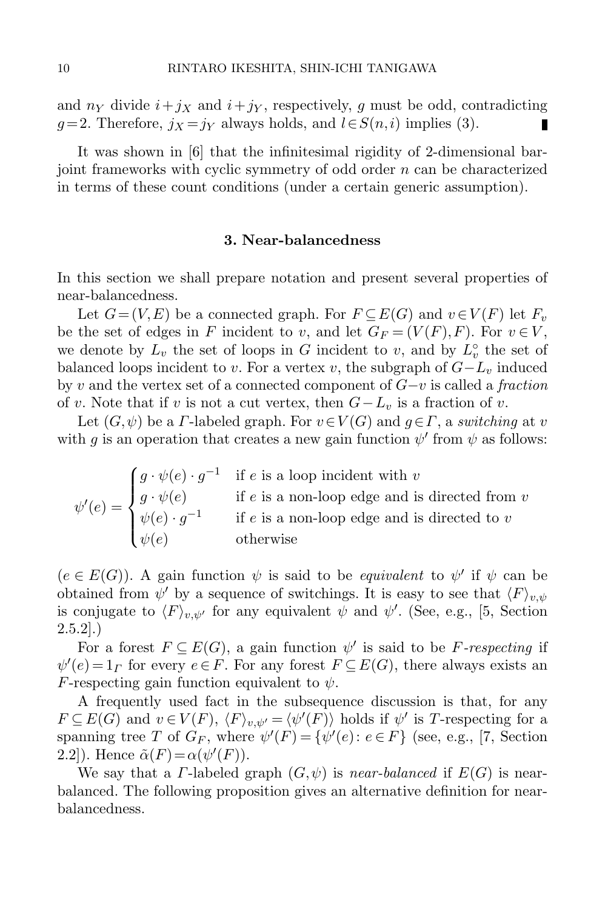and $n_Y$ divide $i+j_X$ and $i+j_Y$, respectively, $g$ must be odd, contradicting $g=2$. Therefore, $j_X=j_Y$ always holds, and $l\in S(n,i)$ implies (3). ∎

It was shown in [6] that the infinitesimal rigidity of 2-dimensional bar-joint frameworks with cyclic symmetry of odd order $n$ can be characterized in terms of these count conditions (under a certain generic assumption).

## 3. Near-balancedness

In this section we shall prepare notation and present several properties of near-balancedness.

Let $G=(V,E)$ be a connected graph. For $F\subseteq E(G)$ and $v\in V(F)$ let $F_v$ be the set of edges in $F$ incident to $v$, and let $G_F=(V(F),F)$. For $v\in V$, we denote by $L_v$ the set of loops in $G$ incident to $v$, and by $L_v^\circ$ the set of balanced loops incident to $v$. For a vertex $v$, the subgraph of $G-L_v$ induced by $v$ and the vertex set of a connected component of $G-v$ is called a *fraction* of $v$. Note that if $v$ is not a cut vertex, then $G-L_v$ is a fraction of $v$.

Let $(G,\psi)$ be a $\Gamma$-labeled graph. For $v\in V(G)$ and $g\in\Gamma$, a *switching* at $v$ with $g$ is an operation that creates a new gain function $\psi'$ from $\psi$ as follows:

$$\psi'(e)=\begin{cases} g\cdot\psi(e)\cdot g^{-1} & \text{if } e \text{ is a loop incident with } v\\ g\cdot\psi(e) & \text{if } e \text{ is a non-loop edge and is directed from } v\\ \psi(e)\cdot g^{-1} & \text{if } e \text{ is a non-loop edge and is directed to } v\\ \psi(e) & \text{otherwise}\end{cases}$$

($e\in E(G)$). A gain function $\psi$ is said to be *equivalent* to $\psi'$ if $\psi$ can be obtained from $\psi'$ by a sequence of switchings. It is easy to see that $\langle F\rangle_{v,\psi}$ is conjugate to $\langle F\rangle_{v,\psi'}$ for any equivalent $\psi$ and $\psi'$. (See, e.g., [5, Section 2.5.2].)

For a forest $F\subseteq E(G)$, a gain function $\psi'$ is said to be *$F$-respecting* if $\psi'(e)=1_\Gamma$ for every $e\in F$. For any forest $F\subseteq E(G)$, there always exists an $F$-respecting gain function equivalent to $\psi$.

A frequently used fact in the subsequence discussion is that, for any $F\subseteq E(G)$ and $v\in V(F)$, $\langle F\rangle_{v,\psi'}=\langle\psi'(F)\rangle$ holds if $\psi'$ is $T$-respecting for a spanning tree $T$ of $G_F$, where $\psi'(F)=\{\psi'(e)\colon e\in F\}$ (see, e.g., [7, Section 2.2]). Hence $\tilde{\alpha}(F)=\alpha(\psi'(F))$.

We say that a $\Gamma$-labeled graph $(G,\psi)$ is *near-balanced* if $E(G)$ is near-balanced. The following proposition gives an alternative definition for near-balancedness.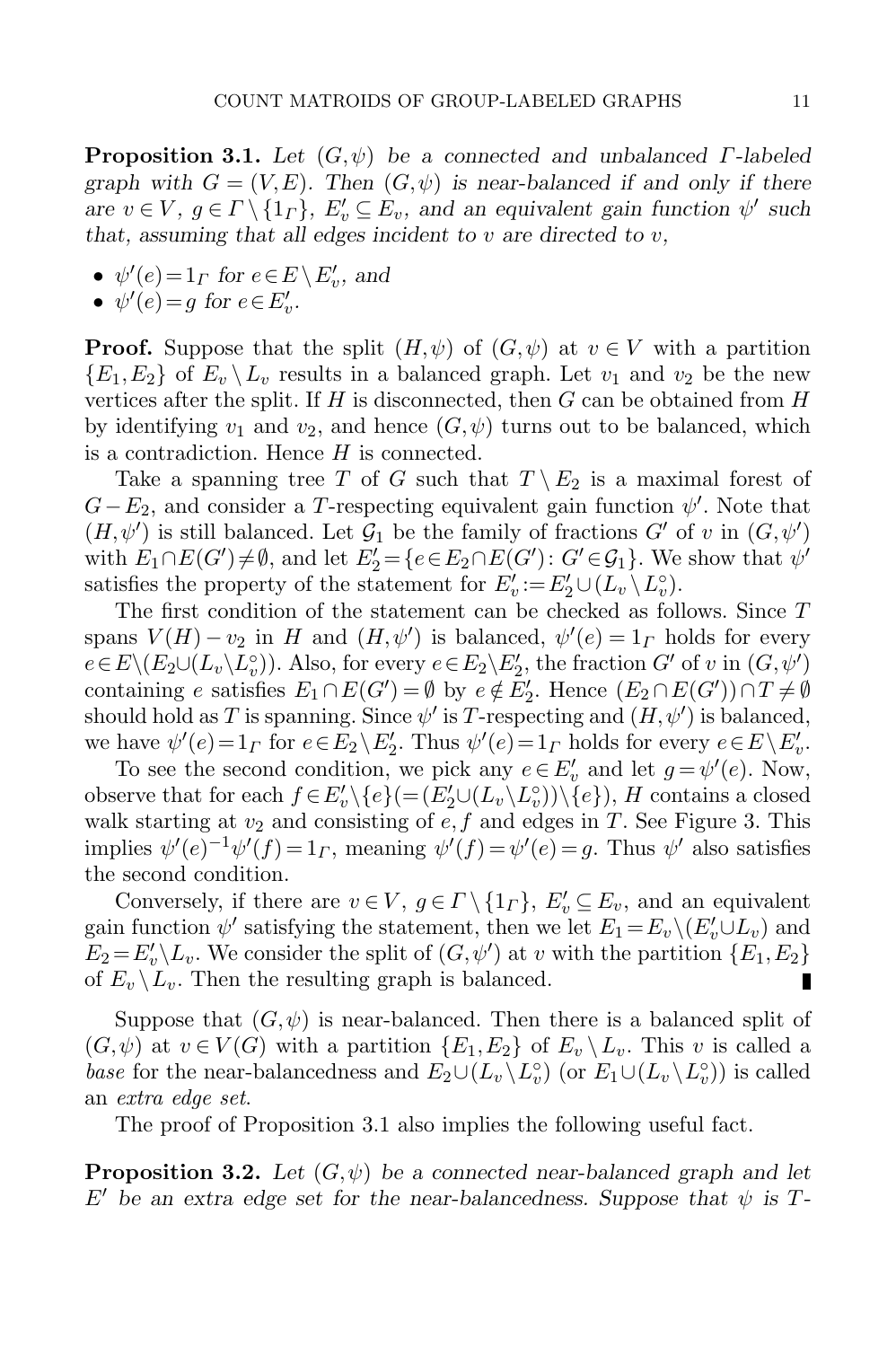**Proposition 3.1.** *Let $(G,\psi)$ be a connected and unbalanced $\Gamma$-labeled graph with $G=(V,E)$. Then $(G,\psi)$ is near-balanced if and only if there are $v\in V$, $g\in\Gamma\setminus\{1_\Gamma\}$, $E'_v\subseteq E_v$, and an equivalent gain function $\psi'$ such that, assuming that all edges incident to $v$ are directed to $v$,*

- $\psi'(e)=1_\Gamma$ *for* $e\in E\setminus E'_v$, *and*
- $\psi'(e)=g$ *for* $e\in E'_v$.

**Proof.** Suppose that the split $(H,\psi)$ of $(G,\psi)$ at $v\in V$ with a partition $\{E_1,E_2\}$ of $E_v\setminus L_v$ results in a balanced graph. Let $v_1$ and $v_2$ be the new vertices after the split. If $H$ is disconnected, then $G$ can be obtained from $H$ by identifying $v_1$ and $v_2$, and hence $(G,\psi)$ turns out to be balanced, which is a contradiction. Hence $H$ is connected.

Take a spanning tree $T$ of $G$ such that $T\setminus E_2$ is a maximal forest of $G-E_2$, and consider a $T$-respecting equivalent gain function $\psi'$. Note that $(H,\psi')$ is still balanced. Let $\mathcal{G}_1$ be the family of fractions $G'$ of $v$ in $(G,\psi')$ with $E_1\cap E(G')\neq\emptyset$, and let $E'_2=\{e\in E_2\cap E(G')\colon G'\in\mathcal{G}_1\}$. We show that $\psi'$ satisfies the property of the statement for $E'_v:=E'_2\cup(L_v\setminus L_v^\circ)$.

The first condition of the statement can be checked as follows. Since $T$ spans $V(H)-v_2$ in $H$ and $(H,\psi')$ is balanced, $\psi'(e)=1_\Gamma$ holds for every $e\in E\setminus(E_2\cup(L_v\setminus L_v^\circ))$. Also, for every $e\in E_2\setminus E'_2$, the fraction $G'$ of $v$ in $(G,\psi')$ containing $e$ satisfies $E_1\cap E(G')=\emptyset$ by $e\notin E'_2$. Hence $(E_2\cap E(G'))\cap T\neq\emptyset$ should hold as $T$ is spanning. Since $\psi'$ is $T$-respecting and $(H,\psi')$ is balanced, we have $\psi'(e)=1_\Gamma$ for $e\in E_2\setminus E'_2$. Thus $\psi'(e)=1_\Gamma$ holds for every $e\in E\setminus E'_v$.

To see the second condition, we pick any $e\in E'_v$ and let $g=\psi'(e)$. Now, observe that for each $f\in E'_v\setminus\{e\}(=(E'_2\cup(L_v\setminus L_v^\circ))\setminus\{e\})$, $H$ contains a closed walk starting at $v_2$ and consisting of $e,f$ and edges in $T$. See Figure 3. This implies $\psi'(e)^{-1}\psi'(f)=1_\Gamma$, meaning $\psi'(f)=\psi'(e)=g$. Thus $\psi'$ also satisfies the second condition.

Conversely, if there are $v\in V$, $g\in\Gamma\setminus\{1_\Gamma\}$, $E'_v\subseteq E_v$, and an equivalent gain function $\psi'$ satisfying the statement, then we let $E_1=E_v\setminus(E'_v\cup L_v)$ and $E_2=E'_v\setminus L_v$. We consider the split of $(G,\psi')$ at $v$ with the partition $\{E_1,E_2\}$ of $E_v\setminus L_v$. Then the resulting graph is balanced. ∎

Suppose that $(G,\psi)$ is near-balanced. Then there is a balanced split of $(G,\psi)$ at $v\in V(G)$ with a partition $\{E_1,E_2\}$ of $E_v\setminus L_v$. This $v$ is called a *base* for the near-balancedness and $E_2\cup(L_v\setminus L_v^\circ)$ (or $E_1\cup(L_v\setminus L_v^\circ)$) is called an *extra edge set*.

The proof of Proposition 3.1 also implies the following useful fact.

**Proposition 3.2.** *Let $(G,\psi)$ be a connected near-balanced graph and let $E'$ be an extra edge set for the near-balancedness. Suppose that $\psi$ is $T$-*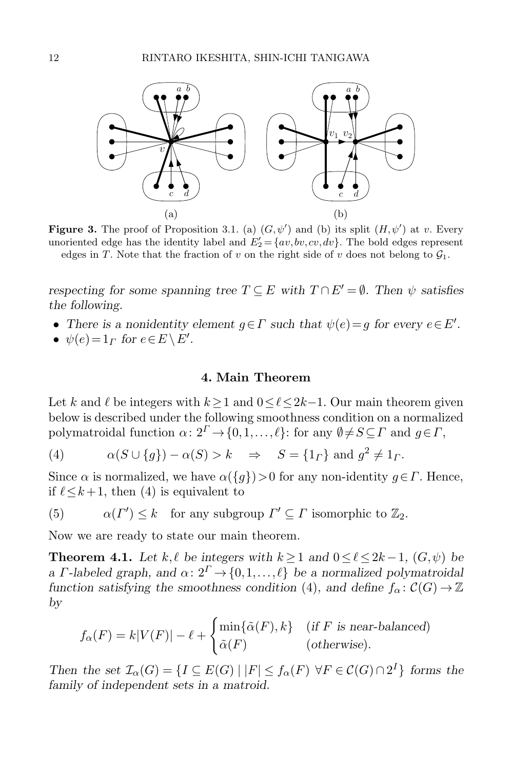**Figure 3.** The proof of Proposition 3.1. (a) $(G,\psi')$ and (b) its split $(H,\psi')$ at $v$. Every unoriented edge has the identity label and $E_2'=\{av,bv,cv,dv\}$. The bold edges represent edges in $T$. Note that the fraction of $v$ on the right side of $v$ does not belong to $\mathcal{G}_1$.

*respecting for some spanning tree $T\subseteq E$ with $T\cap E'=\emptyset$. Then $\psi$ satisfies the following.*

- *There is a nonidentity element $g\in\Gamma$ such that $\psi(e)=g$ for every $e\in E'$.*
- *$\psi(e)=1_\Gamma$ for $e\in E\setminus E'$.*

## 4. Main Theorem

Let $k$ and $\ell$ be integers with $k\geq 1$ and $0\leq \ell\leq 2k-1$. Our main theorem given below is described under the following smoothness condition on a normalized polymatroidal function $\alpha\colon 2^\Gamma\to\{0,1,\ldots,\ell\}$: for any $\emptyset\neq S\subseteq\Gamma$ and $g\in\Gamma$,

$$\alpha(S\cup\{g\})-\alpha(S)>k \quad\Rightarrow\quad S=\{1_\Gamma\} \text{ and } g^2\neq 1_\Gamma. \tag{4}$$

Since $\alpha$ is normalized, we have $\alpha(\{g\})>0$ for any non-identity $g\in\Gamma$. Hence, if $\ell\leq k+1$, then (4) is equivalent to

$$\alpha(\Gamma')\leq k \quad \text{for any subgroup } \Gamma'\subseteq\Gamma \text{ isomorphic to } \mathbb{Z}_2. \tag{5}$$

Now we are ready to state our main theorem.

**Theorem 4.1.** *Let $k,\ell$ be integers with $k\geq 1$ and $0\leq\ell\leq 2k-1$, $(G,\psi)$ be a $\Gamma$-labeled graph, and $\alpha\colon 2^\Gamma\to\{0,1,\ldots,\ell\}$ be a normalized polymatroidal function satisfying the smoothness condition* (4)*, and define $f_\alpha\colon\mathcal{C}(G)\to\mathbb{Z}$ by*

$$f_\alpha(F)=k|V(F)|-\ell+\begin{cases}\min\{\tilde{\alpha}(F),k\} & (\text{if } F \text{ is near-balanced})\\ \tilde{\alpha}(F) & (\text{otherwise}).\end{cases}$$

*Then the set $\mathcal{I}_\alpha(G)=\{I\subseteq E(G)\mid |F|\leq f_\alpha(F)\ \forall F\in\mathcal{C}(G)\cap 2^I\}$ forms the family of independent sets in a matroid.*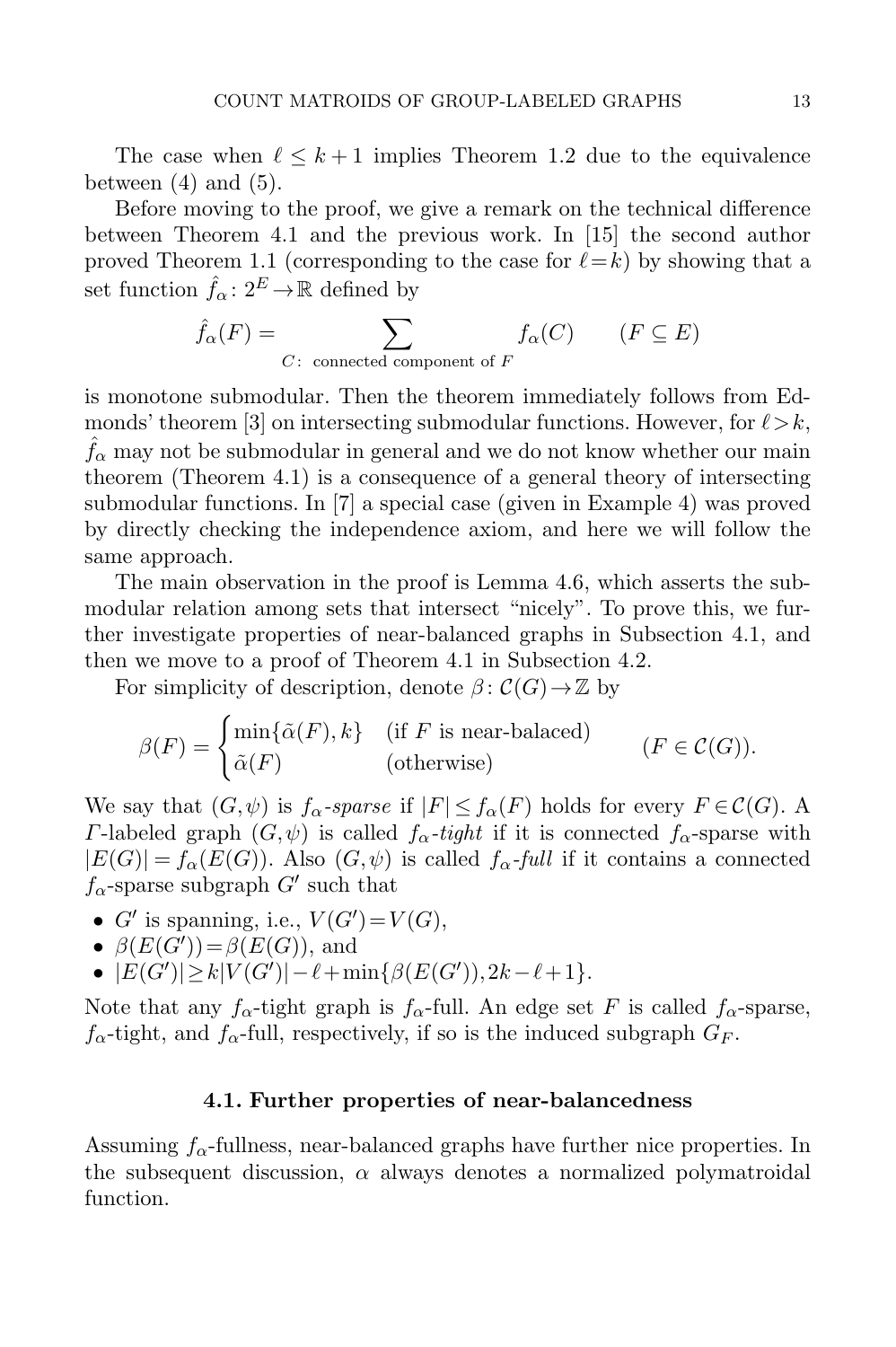The case when $\ell \leq k+1$ implies Theorem 1.2 due to the equivalence between (4) and (5).

Before moving to the proof, we give a remark on the technical difference between Theorem 4.1 and the previous work. In [15] the second author proved Theorem 1.1 (corresponding to the case for $\ell = k$) by showing that a set function $\hat{f}_\alpha \colon 2^E \to \mathbb{R}$ defined by

$$\hat{f}_\alpha(F) = \sum_{C\colon \text{ connected component of } F} f_\alpha(C) \qquad (F \subseteq E)$$

is monotone submodular. Then the theorem immediately follows from Edmonds' theorem [3] on intersecting submodular functions. However, for $\ell > k$, $\hat{f}_\alpha$ may not be submodular in general and we do not know whether our main theorem (Theorem 4.1) is a consequence of a general theory of intersecting submodular functions. In [7] a special case (given in Example 4) was proved by directly checking the independence axiom, and here we will follow the same approach.

The main observation in the proof is Lemma 4.6, which asserts the submodular relation among sets that intersect "nicely". To prove this, we further investigate properties of near-balanced graphs in Subsection 4.1, and then we move to a proof of Theorem 4.1 in Subsection 4.2.

For simplicity of description, denote $\beta \colon \mathcal{C}(G) \to \mathbb{Z}$ by

$$\beta(F) = \begin{cases} \min\{\tilde{\alpha}(F), k\} & \text{(if } F \text{ is near-balaced)} \\ \tilde{\alpha}(F) & \text{(otherwise)} \end{cases} \qquad (F \in \mathcal{C}(G)).$$

We say that $(G, \psi)$ is *$f_\alpha$-sparse* if $|F| \leq f_\alpha(F)$ holds for every $F \in \mathcal{C}(G)$. A *$\Gamma$*-labeled graph $(G, \psi)$ is called *$f_\alpha$-tight* if it is connected $f_\alpha$-sparse with $|E(G)| = f_\alpha(E(G))$. Also $(G, \psi)$ is called *$f_\alpha$-full* if it contains a connected $f_\alpha$-sparse subgraph $G'$ such that

- $G'$ is spanning, i.e., $V(G') = V(G)$,
- $\beta(E(G')) = \beta(E(G))$, and
- $|E(G')| \geq k|V(G')| - \ell + \min\{\beta(E(G')), 2k - \ell + 1\}$.

Note that any $f_\alpha$-tight graph is $f_\alpha$-full. An edge set $F$ is called $f_\alpha$-sparse, $f_\alpha$-tight, and $f_\alpha$-full, respectively, if so is the induced subgraph $G_F$.

### 4.1. Further properties of near-balancedness

Assuming $f_\alpha$-fullness, near-balanced graphs have further nice properties. In the subsequent discussion, $\alpha$ always denotes a normalized polymatroidal function.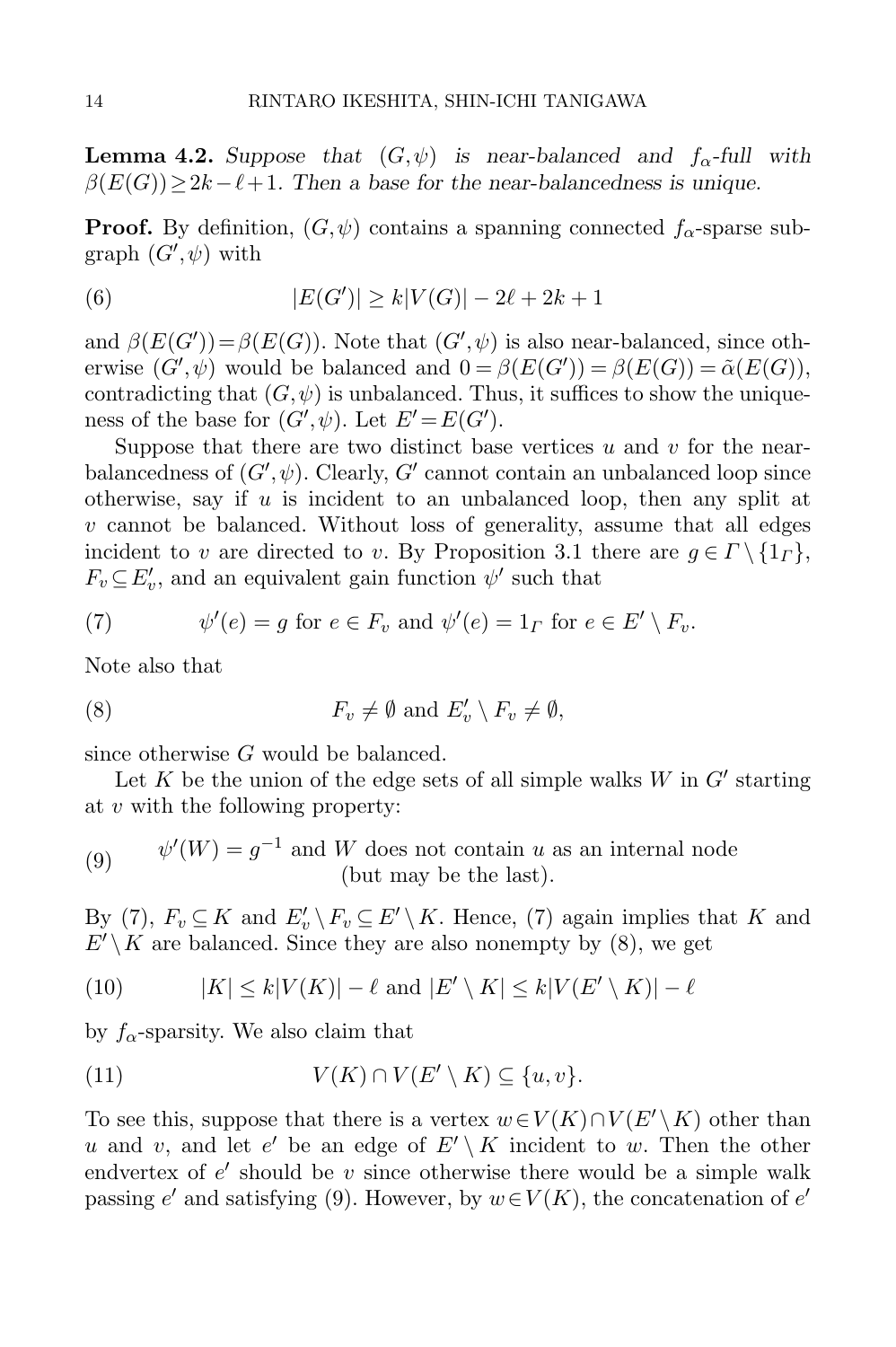**Lemma 4.2.** *Suppose that $(G,\psi)$ is near-balanced and $f_\alpha$-full with $\beta(E(G)) \geq 2k - \ell + 1$. Then a base for the near-balancedness is unique.*

**Proof.** By definition, $(G,\psi)$ contains a spanning connected $f_\alpha$-sparse subgraph $(G',\psi)$ with

$$|E(G')| \geq k|V(G)| - 2\ell + 2k + 1 \tag{6}$$

and $\beta(E(G')) = \beta(E(G))$. Note that $(G',\psi)$ is also near-balanced, since otherwise $(G',\psi)$ would be balanced and $0 = \beta(E(G')) = \beta(E(G)) = \tilde{\alpha}(E(G))$, contradicting that $(G,\psi)$ is unbalanced. Thus, it suffices to show the uniqueness of the base for $(G',\psi)$. Let $E' = E(G')$.

Suppose that there are two distinct base vertices $u$ and $v$ for the near-balancedness of $(G',\psi)$. Clearly, $G'$ cannot contain an unbalanced loop since otherwise, say if $u$ is incident to an unbalanced loop, then any split at $v$ cannot be balanced. Without loss of generality, assume that all edges incident to $v$ are directed to $v$. By Proposition 3.1 there are $g \in \Gamma \setminus \{1_\Gamma\}$, $F_v \subseteq E'_v$, and an equivalent gain function $\psi'$ such that

$$\psi'(e) = g \text{ for } e \in F_v \text{ and } \psi'(e) = 1_\Gamma \text{ for } e \in E' \setminus F_v. \tag{7}$$

Note also that

$$F_v \neq \emptyset \text{ and } E'_v \setminus F_v \neq \emptyset, \tag{8}$$

since otherwise $G$ would be balanced.

Let $K$ be the union of the edge sets of all simple walks $W$ in $G'$ starting at $v$ with the following property:

$$\psi'(W) = g^{-1} \text{ and } W \text{ does not contain } u \text{ as an internal node (but may be the last).} \tag{9}$$

By (7), $F_v \subseteq K$ and $E'_v \setminus F_v \subseteq E' \setminus K$. Hence, (7) again implies that $K$ and $E' \setminus K$ are balanced. Since they are also nonempty by (8), we get

$$|K| \leq k|V(K)| - \ell \text{ and } |E' \setminus K| \leq k|V(E' \setminus K)| - \ell \tag{10}$$

by $f_\alpha$-sparsity. We also claim that

$$V(K) \cap V(E' \setminus K) \subseteq \{u, v\}. \tag{11}$$

To see this, suppose that there is a vertex $w \in V(K) \cap V(E' \setminus K)$ other than $u$ and $v$, and let $e'$ be an edge of $E' \setminus K$ incident to $w$. Then the other endvertex of $e'$ should be $v$ since otherwise there would be a simple walk passing $e'$ and satisfying (9). However, by $w \in V(K)$, the concatenation of $e'$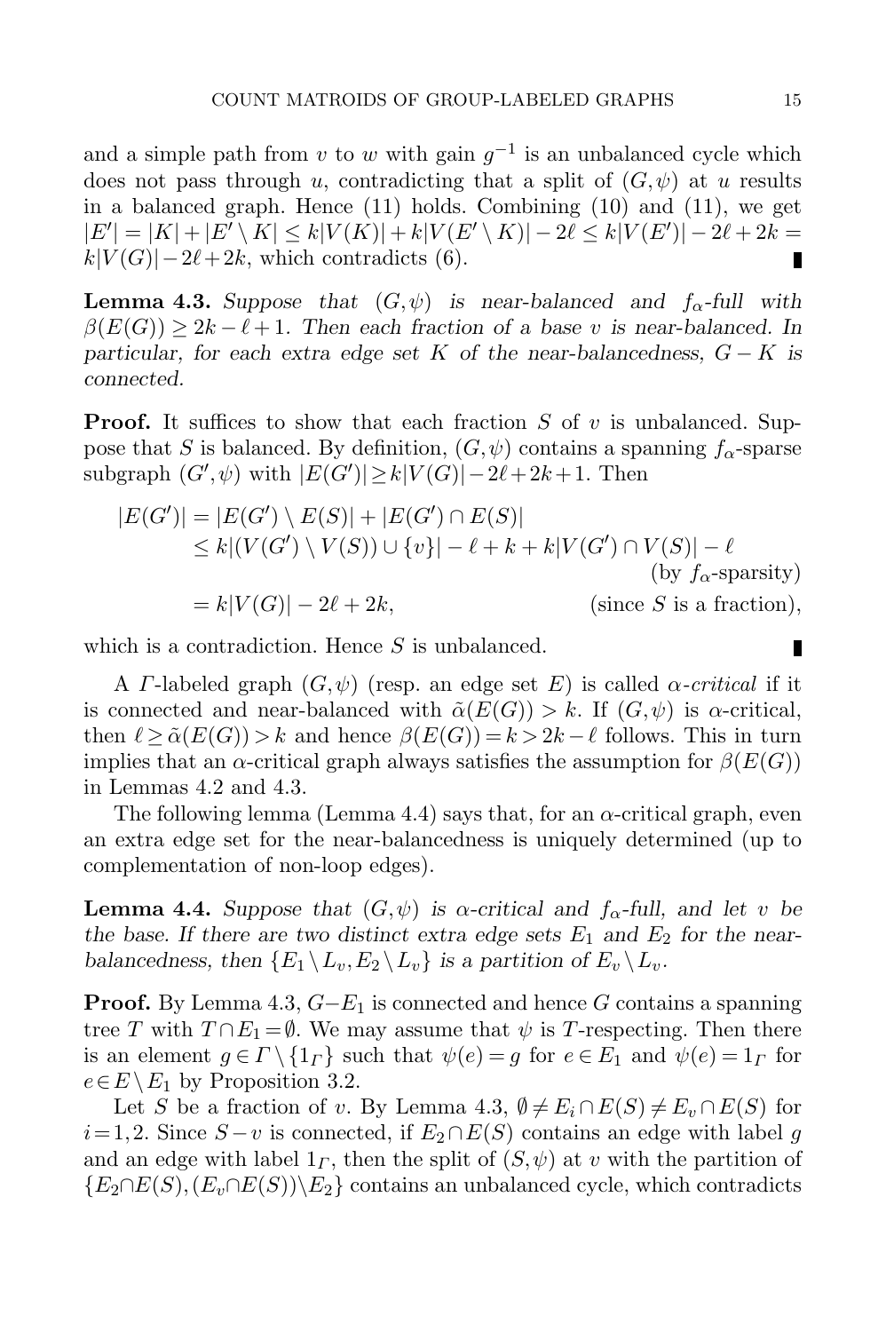and a simple path from $v$ to $w$ with gain $g^{-1}$ is an unbalanced cycle which does not pass through $u$, contradicting that a split of $(G,\psi)$ at $u$ results in a balanced graph. Hence (11) holds. Combining (10) and (11), we get $|E'| = |K| + |E' \setminus K| \leq k|V(K)| + k|V(E' \setminus K)| - 2\ell \leq k|V(E')| - 2\ell + 2k = k|V(G)| - 2\ell + 2k$, which contradicts (6). ∎

**Lemma 4.3.** *Suppose that $(G,\psi)$ is near-balanced and $f_\alpha$-full with $\beta(E(G)) \geq 2k - \ell + 1$. Then each fraction of a base $v$ is near-balanced. In particular, for each extra edge set $K$ of the near-balancedness, $G - K$ is connected.*

**Proof.** It suffices to show that each fraction $S$ of $v$ is unbalanced. Suppose that $S$ is balanced. By definition, $(G,\psi)$ contains a spanning $f_\alpha$-sparse subgraph $(G',\psi)$ with $|E(G')| \geq k|V(G)| - 2\ell + 2k + 1$. Then

$$
\begin{aligned}
|E(G')| &= |E(G') \setminus E(S)| + |E(G') \cap E(S)| \\
&\leq k|(V(G') \setminus V(S)) \cup \{v\}| - \ell + k + k|V(G') \cap V(S)| - \ell \\
&\qquad\qquad\qquad\qquad\qquad\qquad\qquad\qquad \text{(by } f_\alpha\text{-sparsity)} \\
&= k|V(G)| - 2\ell + 2k, \qquad\qquad\qquad \text{(since } S \text{ is a fraction)},
\end{aligned}
$$

which is a contradiction. Hence $S$ is unbalanced. ∎

A $\Gamma$-labeled graph $(G,\psi)$ (resp. an edge set $E$) is called *$\alpha$-critical* if it is connected and near-balanced with $\tilde{\alpha}(E(G)) > k$. If $(G,\psi)$ is $\alpha$-critical, then $\ell \geq \tilde{\alpha}(E(G)) > k$ and hence $\beta(E(G)) = k > 2k - \ell$ follows. This in turn implies that an $\alpha$-critical graph always satisfies the assumption for $\beta(E(G))$ in Lemmas 4.2 and 4.3.

The following lemma (Lemma 4.4) says that, for an $\alpha$-critical graph, even an extra edge set for the near-balancedness is uniquely determined (up to complementation of non-loop edges).

**Lemma 4.4.** *Suppose that $(G,\psi)$ is $\alpha$-critical and $f_\alpha$-full, and let $v$ be the base. If there are two distinct extra edge sets $E_1$ and $E_2$ for the near-balancedness, then $\{E_1 \setminus L_v, E_2 \setminus L_v\}$ is a partition of $E_v \setminus L_v$.*

**Proof.** By Lemma 4.3, $G - E_1$ is connected and hence $G$ contains a spanning tree $T$ with $T \cap E_1 = \emptyset$. We may assume that $\psi$ is $T$-respecting. Then there is an element $g \in \Gamma \setminus \{1_\Gamma\}$ such that $\psi(e) = g$ for $e \in E_1$ and $\psi(e) = 1_\Gamma$ for $e \in E \setminus E_1$ by Proposition 3.2.

Let $S$ be a fraction of $v$. By Lemma 4.3, $\emptyset \neq E_i \cap E(S) \neq E_v \cap E(S)$ for $i = 1, 2$. Since $S - v$ is connected, if $E_2 \cap E(S)$ contains an edge with label $g$ and an edge with label $1_\Gamma$, then the split of $(S,\psi)$ at $v$ with the partition of $\{E_2 \cap E(S), (E_v \cap E(S)) \setminus E_2\}$ contains an unbalanced cycle, which contradicts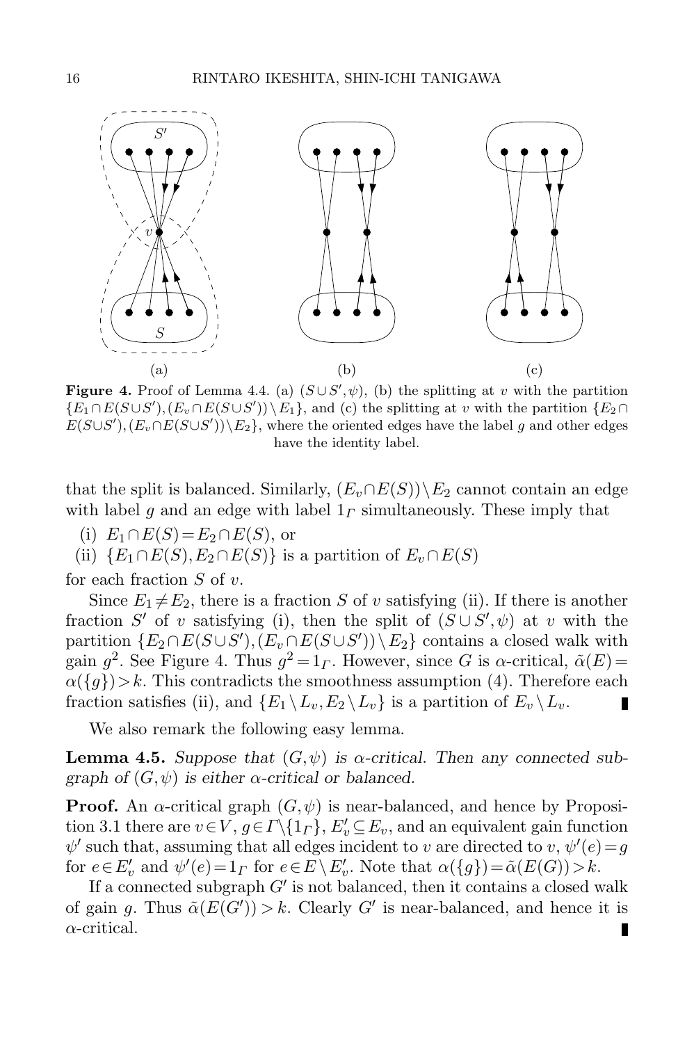(a) (b) (c)

**Figure 4.** Proof of Lemma 4.4. (a) $(S\cup S',\psi)$, (b) the splitting at $v$ with the partition $\{E_1\cap E(S\cup S'), (E_v\cap E(S\cup S'))\setminus E_1\}$, and (c) the splitting at $v$ with the partition $\{E_2\cap E(S\cup S'), (E_v\cap E(S\cup S'))\setminus E_2\}$, where the oriented edges have the label $g$ and other edges have the identity label.

that the split is balanced. Similarly, $(E_v\cap E(S))\setminus E_2$ cannot contain an edge with label $g$ and an edge with label $1_\Gamma$ simultaneously. These imply that

(i) $E_1\cap E(S)=E_2\cap E(S)$, or

(ii) $\{E_1\cap E(S), E_2\cap E(S)\}$ is a partition of $E_v\cap E(S)$

for each fraction $S$ of $v$.

Since $E_1\neq E_2$, there is a fraction $S$ of $v$ satisfying (ii). If there is another fraction $S'$ of $v$ satisfying (i), then the split of $(S\cup S',\psi)$ at $v$ with the partition $\{E_2\cap E(S\cup S'), (E_v\cap E(S\cup S'))\setminus E_2\}$ contains a closed walk with gain $g^2$. See Figure 4. Thus $g^2=1_\Gamma$. However, since $G$ is $\alpha$-critical, $\tilde{\alpha}(E)=\alpha(\{g\})>k$. This contradicts the smoothness assumption (4). Therefore each fraction satisfies (ii), and $\{E_1\setminus L_v, E_2\setminus L_v\}$ is a partition of $E_v\setminus L_v$. ∎

We also remark the following easy lemma.

**Lemma 4.5.** *Suppose that $(G,\psi)$ is $\alpha$-critical. Then any connected subgraph of $(G,\psi)$ is either $\alpha$-critical or balanced.*

**Proof.** An $\alpha$-critical graph $(G,\psi)$ is near-balanced, and hence by Proposition 3.1 there are $v\in V$, $g\in\Gamma\setminus\{1_\Gamma\}$, $E'_v\subseteq E_v$, and an equivalent gain function $\psi'$ such that, assuming that all edges incident to $v$ are directed to $v$, $\psi'(e)=g$ for $e\in E'_v$ and $\psi'(e)=1_\Gamma$ for $e\in E\setminus E'_v$. Note that $\alpha(\{g\})=\tilde{\alpha}(E(G))>k$.

If a connected subgraph $G'$ is not balanced, then it contains a closed walk of gain $g$. Thus $\tilde{\alpha}(E(G'))>k$. Clearly $G'$ is near-balanced, and hence it is $\alpha$-critical. ∎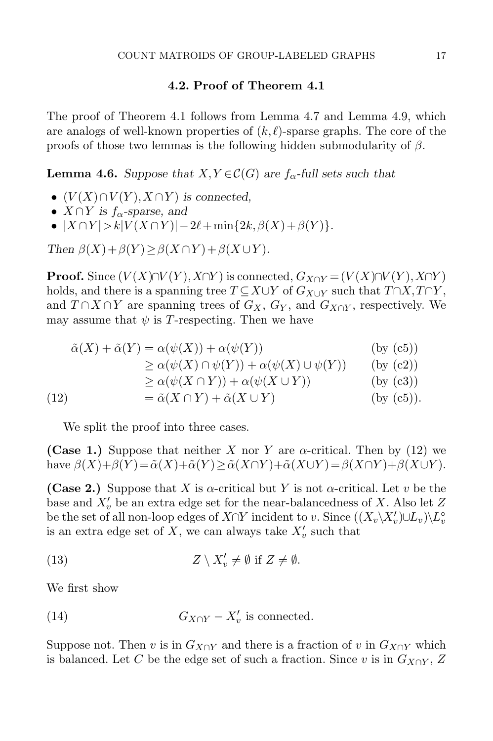### 4.2. Proof of Theorem 4.1

The proof of Theorem 4.1 follows from Lemma 4.7 and Lemma 4.9, which are analogs of well-known properties of $(k,\ell)$-sparse graphs. The core of the proofs of those two lemmas is the following hidden submodularity of $\beta$.

**Lemma 4.6.** *Suppose that $X, Y \in \mathcal{C}(G)$ are $f_\alpha$-full sets such that*

- *$(V(X)\cap V(Y), X\cap Y)$ is connected,*
- *$X\cap Y$ is $f_\alpha$-sparse, and*
- *$|X\cap Y| > k|V(X\cap Y)| - 2\ell + \min\{2k, \beta(X)+\beta(Y)\}$.*

*Then $\beta(X)+\beta(Y) \geq \beta(X\cap Y)+\beta(X\cup Y)$.*

**Proof.** Since $(V(X)\cap V(Y), X\cap Y)$ is connected, $G_{X\cap Y} = (V(X)\cap V(Y), X\cap Y)$ holds, and there is a spanning tree $T \subseteq X\cup Y$ of $G_{X\cup Y}$ such that $T\cap X, T\cap Y$, and $T\cap X\cap Y$ are spanning trees of $G_X$, $G_Y$, and $G_{X\cap Y}$, respectively. We may assume that $\psi$ is $T$-respecting. Then we have

$$
\begin{aligned}
\tilde{\alpha}(X)+\tilde{\alpha}(Y) &= \alpha(\psi(X)) + \alpha(\psi(Y)) && \text{(by (c5))}\\
&\geq \alpha(\psi(X)\cap\psi(Y)) + \alpha(\psi(X)\cup\psi(Y)) && \text{(by (c2))}\\
&\geq \alpha(\psi(X\cap Y)) + \alpha(\psi(X\cup Y)) && \text{(by (c3))}\\
&= \tilde{\alpha}(X\cap Y)+\tilde{\alpha}(X\cup Y) && \text{(by (c5))}.
\end{aligned} \tag{12}
$$

We split the proof into three cases.

**(Case 1.)** Suppose that neither $X$ nor $Y$ are $\alpha$-critical. Then by (12) we have $\beta(X)+\beta(Y) = \tilde{\alpha}(X)+\tilde{\alpha}(Y) \geq \tilde{\alpha}(X\cap Y)+\tilde{\alpha}(X\cup Y) = \beta(X\cap Y)+\beta(X\cup Y)$.

**(Case 2.)** Suppose that $X$ is $\alpha$-critical but $Y$ is not $\alpha$-critical. Let $v$ be the base and $X'_v$ be an extra edge set for the near-balancedness of $X$. Also let $Z$ be the set of all non-loop edges of $X\cap Y$ incident to $v$. Since $((X_v\setminus X'_v)\cup L_v)\setminus L_v^\circ$ is an extra edge set of $X$, we can always take $X'_v$ such that

$$Z \setminus X'_v \neq \emptyset \text{ if } Z \neq \emptyset. \tag{13}$$

We first show

$$G_{X\cap Y} - X'_v \text{ is connected.} \tag{14}$$

Suppose not. Then $v$ is in $G_{X\cap Y}$ and there is a fraction of $v$ in $G_{X\cap Y}$ which is balanced. Let $C$ be the edge set of such a fraction. Since $v$ is in $G_{X\cap Y}$, $Z$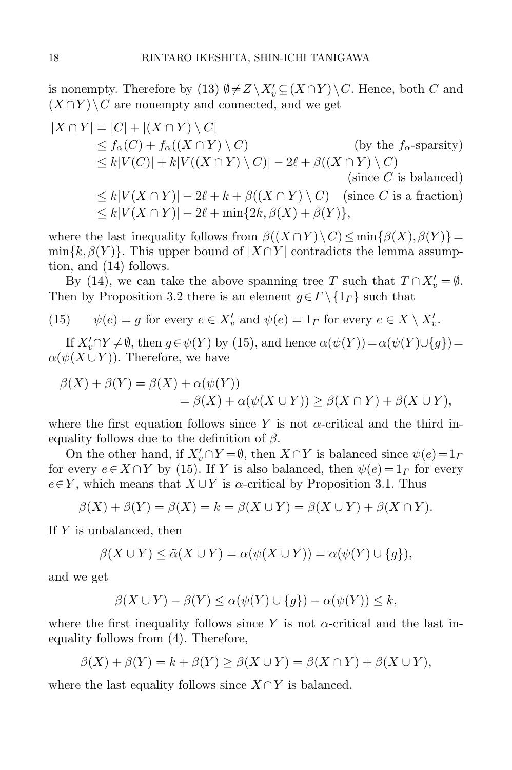is nonempty. Therefore by (13) $\emptyset \neq Z \setminus X'_v \subseteq (X \cap Y) \setminus C$. Hence, both $C$ and $(X \cap Y) \setminus C$ are nonempty and connected, and we get

$$
\begin{aligned}
|X \cap Y| &= |C| + |(X \cap Y) \setminus C| \\
&\leq f_\alpha(C) + f_\alpha((X \cap Y) \setminus C) && \text{(by the } f_\alpha\text{-sparsity)} \\
&\leq k|V(C)| + k|V((X \cap Y) \setminus C)| - 2\ell + \beta((X \cap Y) \setminus C) \\
& && \text{(since } C \text{ is balanced)} \\
&\leq k|V(X \cap Y)| - 2\ell + k + \beta((X \cap Y) \setminus C) && \text{(since } C \text{ is a fraction)} \\
&\leq k|V(X \cap Y)| - 2\ell + \min\{2k, \beta(X) + \beta(Y)\},
\end{aligned}
$$

where the last inequality follows from $\beta((X \cap Y) \setminus C) \leq \min\{\beta(X), \beta(Y)\} = \min\{k, \beta(Y)\}$. This upper bound of $|X \cap Y|$ contradicts the lemma assumption, and (14) follows.

By (14), we can take the above spanning tree $T$ such that $T \cap X'_v = \emptyset$. Then by Proposition 3.2 there is an element $g \in \Gamma \setminus \{1_\Gamma\}$ such that

$$
(15) \qquad \psi(e) = g \text{ for every } e \in X'_v \text{ and } \psi(e) = 1_\Gamma \text{ for every } e \in X \setminus X'_v.
$$

If $X'_v \cap Y \neq \emptyset$, then $g \in \psi(Y)$ by (15), and hence $\alpha(\psi(Y)) = \alpha(\psi(Y) \cup \{g\}) = \alpha(\psi(X \cup Y))$. Therefore, we have

$$
\begin{aligned}
\beta(X) + \beta(Y) &= \beta(X) + \alpha(\psi(Y)) \\
&= \beta(X) + \alpha(\psi(X \cup Y)) \geq \beta(X \cap Y) + \beta(X \cup Y),
\end{aligned}
$$

where the first equation follows since $Y$ is not $\alpha$-critical and the third inequality follows due to the definition of $\beta$.

On the other hand, if $X'_v \cap Y = \emptyset$, then $X \cap Y$ is balanced since $\psi(e) = 1_\Gamma$ for every $e \in X \cap Y$ by (15). If $Y$ is also balanced, then $\psi(e) = 1_\Gamma$ for every $e \in Y$, which means that $X \cup Y$ is $\alpha$-critical by Proposition 3.1. Thus

$$
\beta(X) + \beta(Y) = \beta(X) = k = \beta(X \cup Y) = \beta(X \cup Y) + \beta(X \cap Y).
$$

If $Y$ is unbalanced, then

$$
\beta(X \cup Y) \leq \tilde{\alpha}(X \cup Y) = \alpha(\psi(X \cup Y)) = \alpha(\psi(Y) \cup \{g\}),
$$

and we get

$$
\beta(X \cup Y) - \beta(Y) \leq \alpha(\psi(Y) \cup \{g\}) - \alpha(\psi(Y)) \leq k,
$$

where the first inequality follows since $Y$ is not $\alpha$-critical and the last inequality follows from (4). Therefore,

$$
\beta(X) + \beta(Y) = k + \beta(Y) \geq \beta(X \cup Y) = \beta(X \cap Y) + \beta(X \cup Y),
$$

where the last equality follows since $X \cap Y$ is balanced.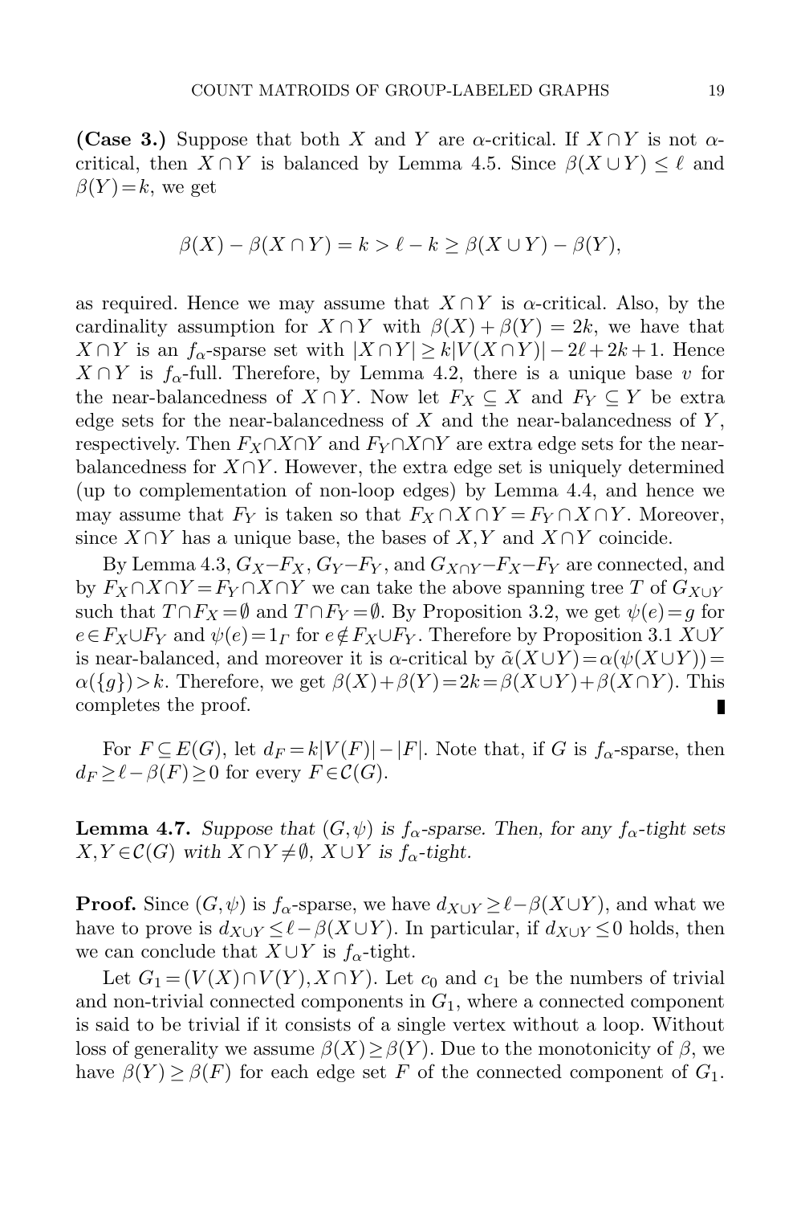**(Case 3.)** Suppose that both $X$ and $Y$ are $\alpha$-critical. If $X \cap Y$ is not $\alpha$-critical, then $X \cap Y$ is balanced by Lemma 4.5. Since $\beta(X \cup Y) \leq \ell$ and $\beta(Y) = k$, we get

$$\beta(X) - \beta(X \cap Y) = k > \ell - k \geq \beta(X \cup Y) - \beta(Y),$$

as required. Hence we may assume that $X \cap Y$ is $\alpha$-critical. Also, by the cardinality assumption for $X \cap Y$ with $\beta(X) + \beta(Y) = 2k$, we have that $X \cap Y$ is an $f_\alpha$-sparse set with $|X \cap Y| \geq k|V(X \cap Y)| - 2\ell + 2k + 1$. Hence $X \cap Y$ is $f_\alpha$-full. Therefore, by Lemma 4.2, there is a unique base $v$ for the near-balancedness of $X \cap Y$. Now let $F_X \subseteq X$ and $F_Y \subseteq Y$ be extra edge sets for the near-balancedness of $X$ and the near-balancedness of $Y$, respectively. Then $F_X \cap X \cap Y$ and $F_Y \cap X \cap Y$ are extra edge sets for the near-balancedness for $X \cap Y$. However, the extra edge set is uniquely determined (up to complementation of non-loop edges) by Lemma 4.4, and hence we may assume that $F_Y$ is taken so that $F_X \cap X \cap Y = F_Y \cap X \cap Y$. Moreover, since $X \cap Y$ has a unique base, the bases of $X, Y$ and $X \cap Y$ coincide.

By Lemma 4.3, $G_X - F_X$, $G_Y - F_Y$, and $G_{X \cap Y} - F_X - F_Y$ are connected, and by $F_X \cap X \cap Y = F_Y \cap X \cap Y$ we can take the above spanning tree $T$ of $G_{X \cup Y}$ such that $T \cap F_X = \emptyset$ and $T \cap F_Y = \emptyset$. By Proposition 3.2, we get $\psi(e) = g$ for $e \in F_X \cup F_Y$ and $\psi(e) = 1_\Gamma$ for $e \notin F_X \cup F_Y$. Therefore by Proposition 3.1 $X \cup Y$ is near-balanced, and moreover it is $\alpha$-critical by $\tilde{\alpha}(X \cup Y) = \alpha(\psi(X \cup Y)) = \alpha(\{g\}) > k$. Therefore, we get $\beta(X) + \beta(Y) = 2k = \beta(X \cup Y) + \beta(X \cap Y)$. This completes the proof. ∎

For $F \subseteq E(G)$, let $d_F = k|V(F)| - |F|$. Note that, if $G$ is $f_\alpha$-sparse, then $d_F \geq \ell - \beta(F) \geq 0$ for every $F \in \mathcal{C}(G)$.

**Lemma 4.7.** *Suppose that $(G, \psi)$ is $f_\alpha$-sparse. Then, for any $f_\alpha$-tight sets $X, Y \in \mathcal{C}(G)$ with $X \cap Y \neq \emptyset$, $X \cup Y$ is $f_\alpha$-tight.*

**Proof.** Since $(G, \psi)$ is $f_\alpha$-sparse, we have $d_{X \cup Y} \geq \ell - \beta(X \cup Y)$, and what we have to prove is $d_{X \cup Y} \leq \ell - \beta(X \cup Y)$. In particular, if $d_{X \cup Y} \leq 0$ holds, then we can conclude that $X \cup Y$ is $f_\alpha$-tight.

Let $G_1 = (V(X) \cap V(Y), X \cap Y)$. Let $c_0$ and $c_1$ be the numbers of trivial and non-trivial connected components in $G_1$, where a connected component is said to be trivial if it consists of a single vertex without a loop. Without loss of generality we assume $\beta(X) \geq \beta(Y)$. Due to the monotonicity of $\beta$, we have $\beta(Y) \geq \beta(F)$ for each edge set $F$ of the connected component of $G_1$.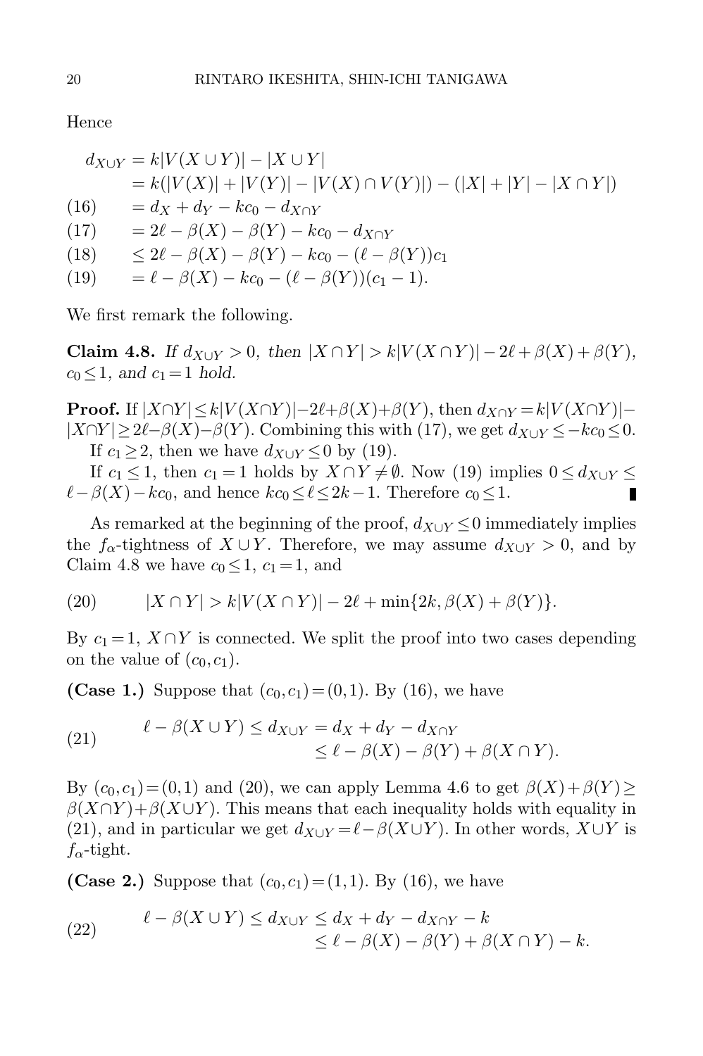Hence

$$
\begin{aligned}
d_{X\cup Y} &= k|V(X\cup Y)| - |X\cup Y| \\
&= k(|V(X)| + |V(Y)| - |V(X)\cap V(Y)|) - (|X| + |Y| - |X\cap Y|) \\
&= d_X + d_Y - kc_0 - d_{X\cap Y} \qquad (16)\\
&= 2\ell - \beta(X) - \beta(Y) - kc_0 - d_{X\cap Y} \qquad (17)\\
&\leq 2\ell - \beta(X) - \beta(Y) - kc_0 - (\ell - \beta(Y))c_1 \qquad (18)\\
&= \ell - \beta(X) - kc_0 - (\ell - \beta(Y))(c_1 - 1). \qquad (19)
\end{aligned}
$$

We first remark the following.

**Claim 4.8.** *If $d_{X\cup Y} > 0$, then $|X\cap Y| > k|V(X\cap Y)| - 2\ell + \beta(X) + \beta(Y)$, $c_0 \leq 1$, and $c_1 = 1$ hold.*

**Proof.** If $|X\cap Y| \leq k|V(X\cap Y)| - 2\ell + \beta(X) + \beta(Y)$, then $d_{X\cap Y} = k|V(X\cap Y)| - |X\cap Y| \geq 2\ell - \beta(X) - \beta(Y)$. Combining this with (17), we get $d_{X\cup Y} \leq -kc_0 \leq 0$.

If $c_1 \geq 2$, then we have $d_{X\cup Y} \leq 0$ by (19).

If $c_1 \leq 1$, then $c_1 = 1$ holds by $X\cap Y \neq \emptyset$. Now (19) implies $0 \leq d_{X\cup Y} \leq \ell - \beta(X) - kc_0$, and hence $kc_0 \leq \ell \leq 2k-1$. Therefore $c_0 \leq 1$. ∎

As remarked at the beginning of the proof, $d_{X\cup Y} \leq 0$ immediately implies the $f_\alpha$-tightness of $X\cup Y$. Therefore, we may assume $d_{X\cup Y} > 0$, and by Claim 4.8 we have $c_0 \leq 1$, $c_1 = 1$, and

$$
|X\cap Y| > k|V(X\cap Y)| - 2\ell + \min\{2k, \beta(X) + \beta(Y)\}. \qquad (20)
$$

By $c_1 = 1$, $X\cap Y$ is connected. We split the proof into two cases depending on the value of $(c_0, c_1)$.

**(Case 1.)** Suppose that $(c_0, c_1) = (0, 1)$. By (16), we have

$$
\begin{aligned}
\ell - \beta(X\cup Y) \leq d_{X\cup Y} &= d_X + d_Y - d_{X\cap Y} \\
&\leq \ell - \beta(X) - \beta(Y) + \beta(X\cap Y). \qquad (21)
\end{aligned}
$$

By $(c_0, c_1) = (0, 1)$ and (20), we can apply Lemma 4.6 to get $\beta(X) + \beta(Y) \geq \beta(X\cap Y) + \beta(X\cup Y)$. This means that each inequality holds with equality in (21), and in particular we get $d_{X\cup Y} = \ell - \beta(X\cup Y)$. In other words, $X\cup Y$ is $f_\alpha$-tight.

**(Case 2.)** Suppose that $(c_0, c_1) = (1, 1)$. By (16), we have

$$
\begin{aligned}
\ell - \beta(X\cup Y) \leq d_{X\cup Y} &\leq d_X + d_Y - d_{X\cap Y} - k \\
&\leq \ell - \beta(X) - \beta(Y) + \beta(X\cap Y) - k. \qquad (22)
\end{aligned}
$$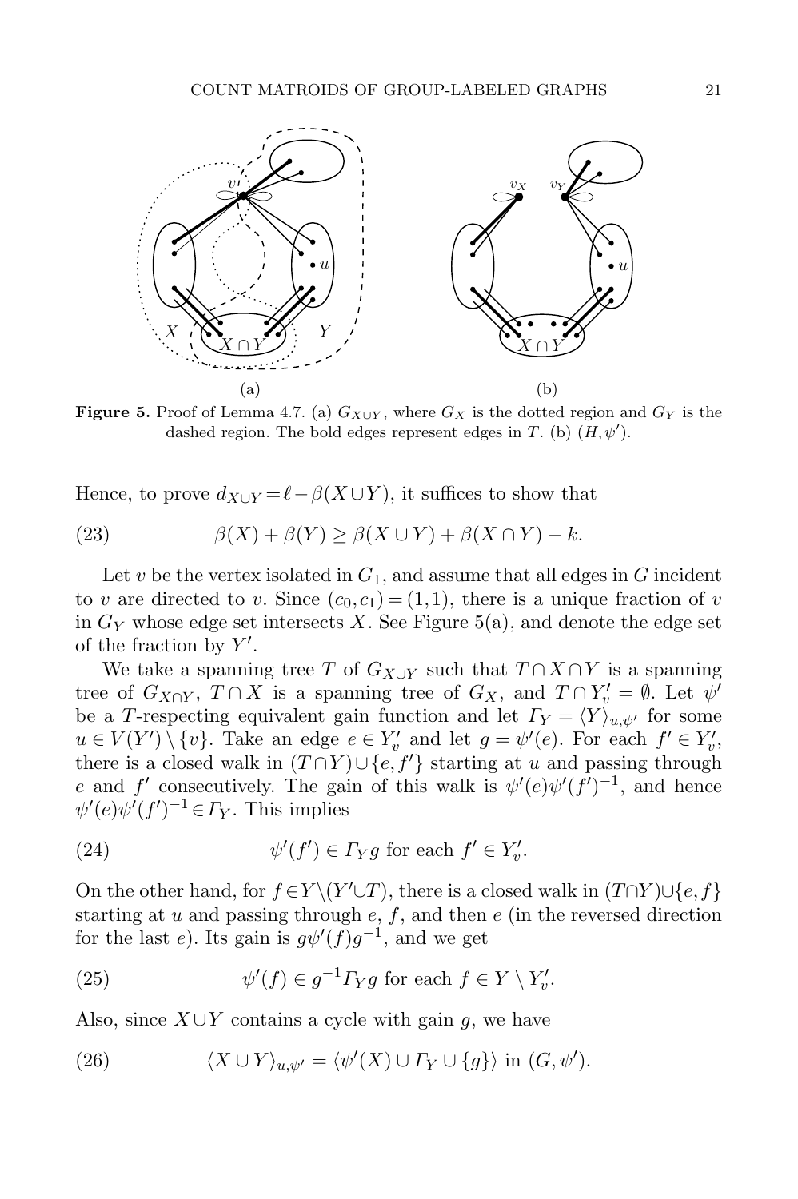**Figure 5.** Proof of Lemma 4.7. (a) $G_{X\cup Y}$, where $G_X$ is the dotted region and $G_Y$ is the dashed region. The bold edges represent edges in $T$. (b) $(H, \psi')$.

Hence, to prove $d_{X\cup Y} = \ell - \beta(X \cup Y)$, it suffices to show that

$$\beta(X) + \beta(Y) \geq \beta(X \cup Y) + \beta(X \cap Y) - k. \tag{23}$$

Let $v$ be the vertex isolated in $G_1$, and assume that all edges in $G$ incident to $v$ are directed to $v$. Since $(c_0, c_1) = (1, 1)$, there is a unique fraction of $v$ in $G_Y$ whose edge set intersects $X$. See Figure 5(a), and denote the edge set of the fraction by $Y'$.

We take a spanning tree $T$ of $G_{X\cup Y}$ such that $T \cap X \cap Y$ is a spanning tree of $G_{X\cap Y}$, $T \cap X$ is a spanning tree of $G_X$, and $T \cap Y'_v = \emptyset$. Let $\psi'$ be a $T$-respecting equivalent gain function and let $\Gamma_Y = \langle Y \rangle_{u,\psi'}$ for some $u \in V(Y') \setminus \{v\}$. Take an edge $e \in Y'_v$ and let $g = \psi'(e)$. For each $f' \in Y'_v$, there is a closed walk in $(T \cap Y) \cup \{e, f'\}$ starting at $u$ and passing through $e$ and $f'$ consecutively. The gain of this walk is $\psi'(e)\psi'(f')^{-1}$, and hence $\psi'(e)\psi'(f')^{-1} \in \Gamma_Y$. This implies

$$\psi'(f') \in \Gamma_Y g \text{ for each } f' \in Y'_v. \tag{24}$$

On the other hand, for $f \in Y \setminus (Y' \cup T)$, there is a closed walk in $(T \cap Y) \cup \{e, f\}$ starting at $u$ and passing through $e$, $f$, and then $e$ (in the reversed direction for the last $e$). Its gain is $g\psi'(f)g^{-1}$, and we get

$$\psi'(f) \in g^{-1}\Gamma_Y g \text{ for each } f \in Y \setminus Y'_v. \tag{25}$$

Also, since $X \cup Y$ contains a cycle with gain $g$, we have

$$\langle X \cup Y \rangle_{u,\psi'} = \langle \psi'(X) \cup \Gamma_Y \cup \{g\} \rangle \text{ in } (G, \psi'). \tag{26}$$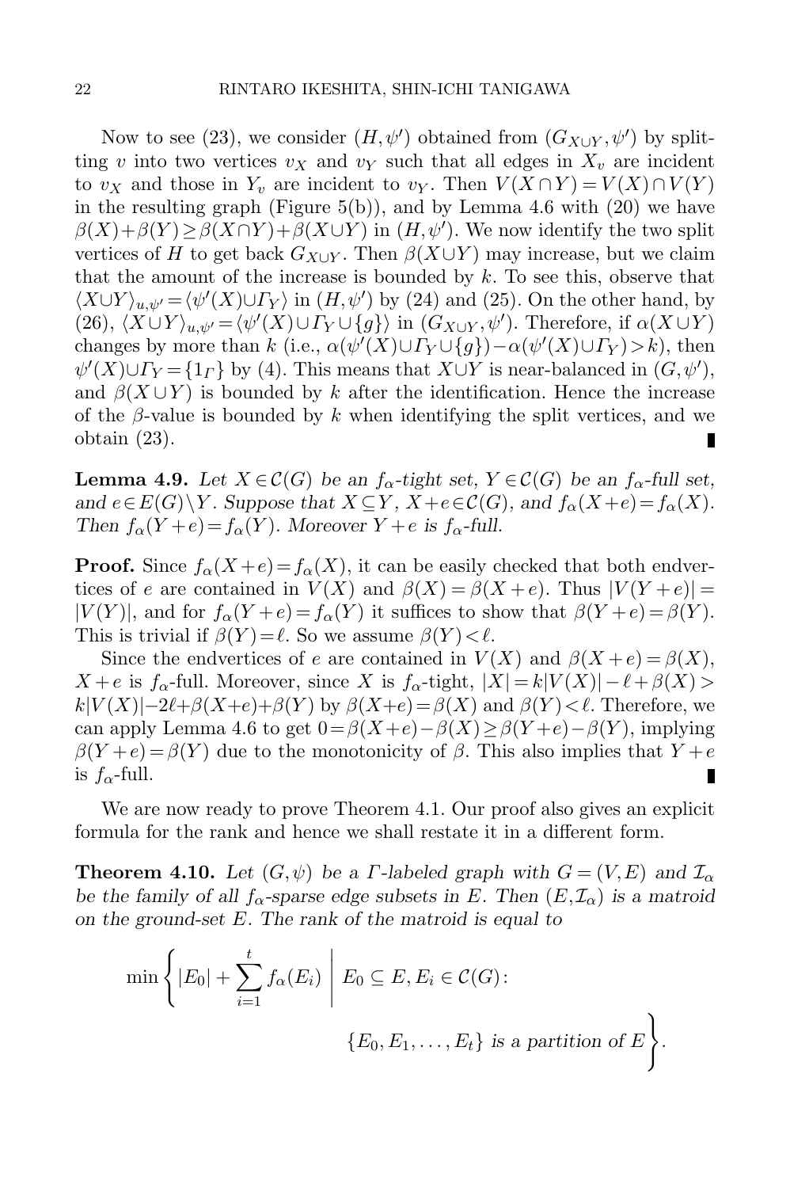Now to see (23), we consider $(H,\psi')$ obtained from $(G_{X\cup Y},\psi')$ by splitting $v$ into two vertices $v_X$ and $v_Y$ such that all edges in $X_v$ are incident to $v_X$ and those in $Y_v$ are incident to $v_Y$. Then $V(X\cap Y)=V(X)\cap V(Y)$ in the resulting graph (Figure 5(b)), and by Lemma 4.6 with (20) we have $\beta(X)+\beta(Y)\geq\beta(X\cap Y)+\beta(X\cup Y)$ in $(H,\psi')$. We now identify the two split vertices of $H$ to get back $G_{X\cup Y}$. Then $\beta(X\cup Y)$ may increase, but we claim that the amount of the increase is bounded by $k$. To see this, observe that $\langle X\cup Y\rangle_{u,\psi'}=\langle\psi'(X)\cup\Gamma_Y\rangle$ in $(H,\psi')$ by (24) and (25). On the other hand, by (26), $\langle X\cup Y\rangle_{u,\psi'}=\langle\psi'(X)\cup\Gamma_Y\cup\{g\}\rangle$ in $(G_{X\cup Y},\psi')$. Therefore, if $\alpha(X\cup Y)$ changes by more than $k$ (i.e., $\alpha(\psi'(X)\cup\Gamma_Y\cup\{g\})-\alpha(\psi'(X)\cup\Gamma_Y)>k$), then $\psi'(X)\cup\Gamma_Y=\{1_\Gamma\}$ by (4). This means that $X\cup Y$ is near-balanced in $(G,\psi')$, and $\beta(X\cup Y)$ is bounded by $k$ after the identification. Hence the increase of the $\beta$-value is bounded by $k$ when identifying the split vertices, and we obtain (23). ∎

**Lemma 4.9.** *Let $X\in\mathcal{C}(G)$ be an $f_\alpha$-tight set, $Y\in\mathcal{C}(G)$ be an $f_\alpha$-full set, and $e\in E(G)\setminus Y$. Suppose that $X\subseteq Y$, $X+e\in\mathcal{C}(G)$, and $f_\alpha(X+e)=f_\alpha(X)$. Then $f_\alpha(Y+e)=f_\alpha(Y)$. Moreover $Y+e$ is $f_\alpha$-full.*

**Proof.** Since $f_\alpha(X+e)=f_\alpha(X)$, it can be easily checked that both endvertices of $e$ are contained in $V(X)$ and $\beta(X)=\beta(X+e)$. Thus $|V(Y+e)|=|V(Y)|$, and for $f_\alpha(Y+e)=f_\alpha(Y)$ it suffices to show that $\beta(Y+e)=\beta(Y)$. This is trivial if $\beta(Y)=\ell$. So we assume $\beta(Y)<\ell$.

Since the endvertices of $e$ are contained in $V(X)$ and $\beta(X+e)=\beta(X)$, $X+e$ is $f_\alpha$-full. Moreover, since $X$ is $f_\alpha$-tight, $|X|=k|V(X)|-\ell+\beta(X)>k|V(X)|-2\ell+\beta(X+e)+\beta(Y)$ by $\beta(X+e)=\beta(X)$ and $\beta(Y)<\ell$. Therefore, we can apply Lemma 4.6 to get $0=\beta(X+e)-\beta(X)\geq\beta(Y+e)-\beta(Y)$, implying $\beta(Y+e)=\beta(Y)$ due to the monotonicity of $\beta$. This also implies that $Y+e$ is $f_\alpha$-full. ∎

We are now ready to prove Theorem 4.1. Our proof also gives an explicit formula for the rank and hence we shall restate it in a different form.

**Theorem 4.10.** *Let $(G,\psi)$ be a $\Gamma$-labeled graph with $G=(V,E)$ and $\mathcal{I}_\alpha$ be the family of all $f_\alpha$-sparse edge subsets in $E$. Then $(E,\mathcal{I}_\alpha)$ is a matroid on the ground-set $E$. The rank of the matroid is equal to*

$$\min\left\{|E_0|+\sum_{i=1}^{t}f_\alpha(E_i)\;\middle|\; E_0\subseteq E, E_i\in\mathcal{C}(G)\colon \{E_0,E_1,\dots,E_t\}\text{ is a partition of }E\right\}.$$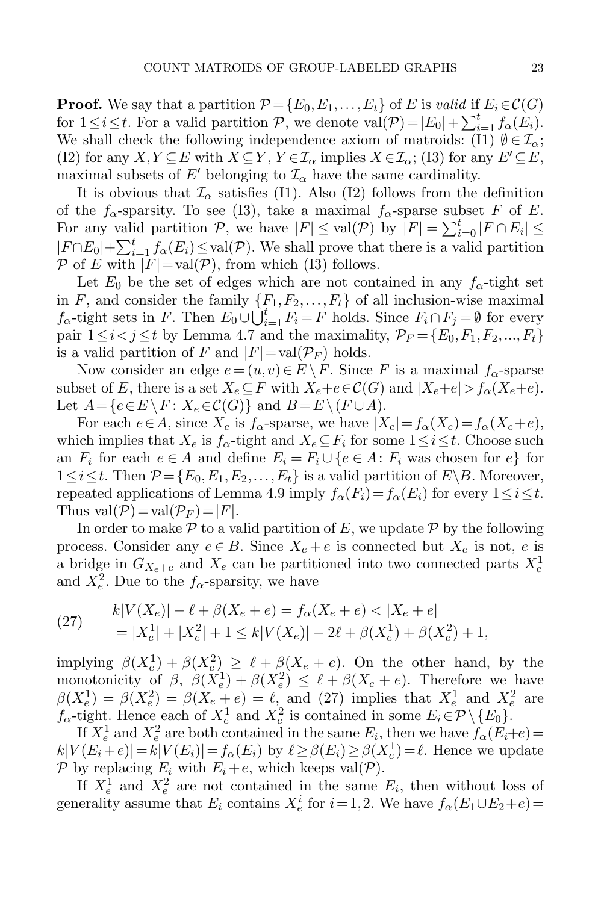**Proof.** We say that a partition $\mathcal{P}=\{E_0,E_1,\dots,E_t\}$ of $E$ is *valid* if $E_i\in\mathcal{C}(G)$ for $1\le i\le t$. For a valid partition $\mathcal{P}$, we denote $\mathrm{val}(\mathcal{P})=|E_0|+\sum_{i=1}^t f_\alpha(E_i)$. We shall check the following independence axiom of matroids: (I1) $\emptyset\in\mathcal{I}_\alpha$; (I2) for any $X,Y\subseteq E$ with $X\subseteq Y$, $Y\in\mathcal{I}_\alpha$ implies $X\in\mathcal{I}_\alpha$; (I3) for any $E'\subseteq E$, maximal subsets of $E'$ belonging to $\mathcal{I}_\alpha$ have the same cardinality.

It is obvious that $\mathcal{I}_\alpha$ satisfies (I1). Also (I2) follows from the definition of the $f_\alpha$-sparsity. To see (I3), take a maximal $f_\alpha$-sparse subset $F$ of $E$. For any valid partition $\mathcal{P}$, we have $|F|\le\mathrm{val}(\mathcal{P})$ by $|F|=\sum_{i=0}^t|F\cap E_i|\le |F\cap E_0|+\sum_{i=1}^t f_\alpha(E_i)\le\mathrm{val}(\mathcal{P})$. We shall prove that there is a valid partition $\mathcal{P}$ of $E$ with $|F|=\mathrm{val}(\mathcal{P})$, from which (I3) follows.

Let $E_0$ be the set of edges which are not contained in any $f_\alpha$-tight set in $F$, and consider the family $\{F_1,F_2,\dots,F_t\}$ of all inclusion-wise maximal $f_\alpha$-tight sets in $F$. Then $E_0\cup\bigcup_{i=1}^t F_i=F$ holds. Since $F_i\cap F_j=\emptyset$ for every pair $1\le i<j\le t$ by Lemma 4.7 and the maximality, $\mathcal{P}_F=\{E_0,F_1,F_2,...,F_t\}$ is a valid partition of $F$ and $|F|=\mathrm{val}(\mathcal{P}_F)$ holds.

Now consider an edge $e=(u,v)\in E\setminus F$. Since $F$ is a maximal $f_\alpha$-sparse subset of $E$, there is a set $X_e\subseteq F$ with $X_e+e\in\mathcal{C}(G)$ and $|X_e+e|>f_\alpha(X_e+e)$. Let $A=\{e\in E\setminus F\colon X_e\in\mathcal{C}(G)\}$ and $B=E\setminus(F\cup A)$.

For each $e\in A$, since $X_e$ is $f_\alpha$-sparse, we have $|X_e|=f_\alpha(X_e)=f_\alpha(X_e+e)$, which implies that $X_e$ is $f_\alpha$-tight and $X_e\subseteq F_i$ for some $1\le i\le t$. Choose such an $F_i$ for each $e\in A$ and define $E_i=F_i\cup\{e\in A\colon F_i \text{ was chosen for } e\}$ for $1\le i\le t$. Then $\mathcal{P}=\{E_0,E_1,E_2,\dots,E_t\}$ is a valid partition of $E\setminus B$. Moreover, repeated applications of Lemma 4.9 imply $f_\alpha(F_i)=f_\alpha(E_i)$ for every $1\le i\le t$. Thus $\mathrm{val}(\mathcal{P})=\mathrm{val}(\mathcal{P}_F)=|F|$.

In order to make $\mathcal{P}$ to a valid partition of $E$, we update $\mathcal{P}$ by the following process. Consider any $e\in B$. Since $X_e+e$ is connected but $X_e$ is not, $e$ is a bridge in $G_{X_e+e}$ and $X_e$ can be partitioned into two connected parts $X_e^1$ and $X_e^2$. Due to the $f_\alpha$-sparsity, we have

$$
\begin{aligned}
k|V(X_e)|-\ell+\beta(X_e+e)&=f_\alpha(X_e+e)<|X_e+e| \\
&=|X_e^1|+|X_e^2|+1\le k|V(X_e)|-2\ell+\beta(X_e^1)+\beta(X_e^2)+1,
\end{aligned}
\tag{27}
$$

implying $\beta(X_e^1)+\beta(X_e^2)\ge\ell+\beta(X_e+e)$. On the other hand, by the monotonicity of $\beta$, $\beta(X_e^1)+\beta(X_e^2)\le\ell+\beta(X_e+e)$. Therefore we have $\beta(X_e^1)=\beta(X_e^2)=\beta(X_e+e)=\ell$, and (27) implies that $X_e^1$ and $X_e^2$ are $f_\alpha$-tight. Hence each of $X_e^1$ and $X_e^2$ is contained in some $E_i\in\mathcal{P}\setminus\{E_0\}$.

If $X_e^1$ and $X_e^2$ are both contained in the same $E_i$, then we have $f_\alpha(E_i+e)=k|V(E_i+e)|=k|V(E_i)|=f_\alpha(E_i)$ by $\ell\ge\beta(E_i)\ge\beta(X_e^1)=\ell$. Hence we update $\mathcal{P}$ by replacing $E_i$ with $E_i+e$, which keeps $\mathrm{val}(\mathcal{P})$.

If $X_e^1$ and $X_e^2$ are not contained in the same $E_i$, then without loss of generality assume that $E_i$ contains $X_e^i$ for $i=1,2$. We have $f_\alpha(E_1\cup E_2+e)=$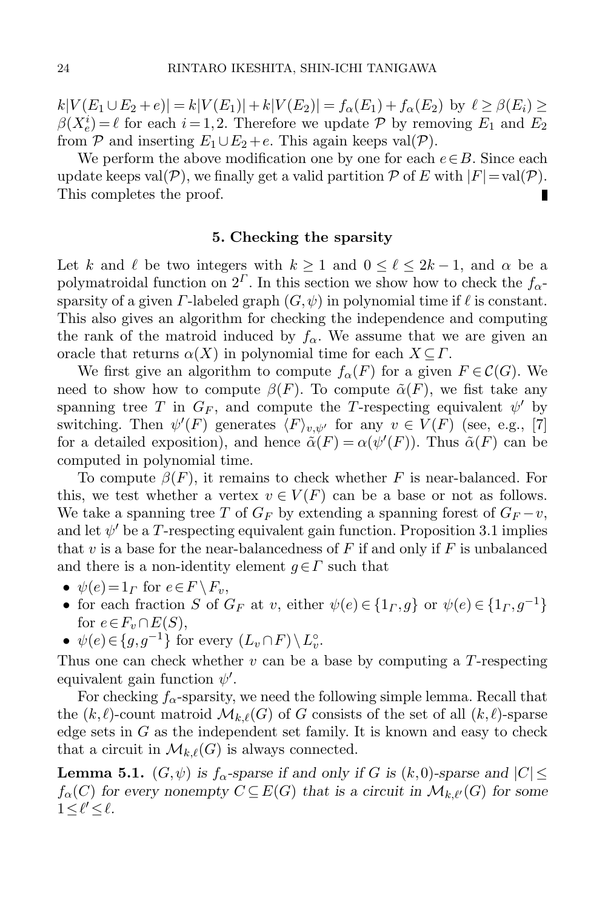$k|V(E_1 \cup E_2 + e)| = k|V(E_1)| + k|V(E_2)| = f_\alpha(E_1) + f_\alpha(E_2)$ by $\ell \geq \beta(E_i) \geq \beta(X_e^i) = \ell$ for each $i = 1, 2$. Therefore we update $\mathcal{P}$ by removing $E_1$ and $E_2$ from $\mathcal{P}$ and inserting $E_1 \cup E_2 + e$. This again keeps $\mathrm{val}(\mathcal{P})$.

We perform the above modification one by one for each $e \in B$. Since each update keeps $\mathrm{val}(\mathcal{P})$, we finally get a valid partition $\mathcal{P}$ of $E$ with $|F| = \mathrm{val}(\mathcal{P})$. This completes the proof. ∎

## 5. Checking the sparsity

Let $k$ and $\ell$ be two integers with $k \geq 1$ and $0 \leq \ell \leq 2k-1$, and $\alpha$ be a polymatroidal function on $2^\Gamma$. In this section we show how to check the $f_\alpha$-sparsity of a given $\Gamma$-labeled graph $(G, \psi)$ in polynomial time if $\ell$ is constant. This also gives an algorithm for checking the independence and computing the rank of the matroid induced by $f_\alpha$. We assume that we are given an oracle that returns $\alpha(X)$ in polynomial time for each $X \subseteq \Gamma$.

We first give an algorithm to compute $f_\alpha(F)$ for a given $F \in \mathcal{C}(G)$. We need to show how to compute $\beta(F)$. To compute $\tilde{\alpha}(F)$, we fist take any spanning tree $T$ in $G_F$, and compute the $T$-respecting equivalent $\psi'$ by switching. Then $\psi'(F)$ generates $\langle F \rangle_{v,\psi'}$ for any $v \in V(F)$ (see, e.g., [7] for a detailed exposition), and hence $\tilde{\alpha}(F) = \alpha(\psi'(F))$. Thus $\tilde{\alpha}(F)$ can be computed in polynomial time.

To compute $\beta(F)$, it remains to check whether $F$ is near-balanced. For this, we test whether a vertex $v \in V(F)$ can be a base or not as follows. We take a spanning tree $T$ of $G_F$ by extending a spanning forest of $G_F - v$, and let $\psi'$ be a $T$-respecting equivalent gain function. Proposition 3.1 implies that $v$ is a base for the near-balancedness of $F$ if and only if $F$ is unbalanced and there is a non-identity element $g \in \Gamma$ such that

- $\psi(e) = 1_\Gamma$ for $e \in F \setminus F_v$,
- for each fraction $S$ of $G_F$ at $v$, either $\psi(e) \in \{1_\Gamma, g\}$ or $\psi(e) \in \{1_\Gamma, g^{-1}\}$ for $e \in F_v \cap E(S)$,
- $\psi(e) \in \{g, g^{-1}\}$ for every $(L_v \cap F) \setminus L_v^\circ$.

Thus one can check whether $v$ can be a base by computing a $T$-respecting equivalent gain function $\psi'$.

For checking $f_\alpha$-sparsity, we need the following simple lemma. Recall that the $(k,\ell)$-count matroid $\mathcal{M}_{k,\ell}(G)$ of $G$ consists of the set of all $(k,\ell)$-sparse edge sets in $G$ as the independent set family. It is known and easy to check that a circuit in $\mathcal{M}_{k,\ell}(G)$ is always connected.

**Lemma 5.1.** *$(G, \psi)$ is $f_\alpha$-sparse if and only if $G$ is $(k,0)$-sparse and $|C| \leq f_\alpha(C)$ for every nonempty $C \subseteq E(G)$ that is a circuit in $\mathcal{M}_{k,\ell'}(G)$ for some $1 \leq \ell' \leq \ell$.*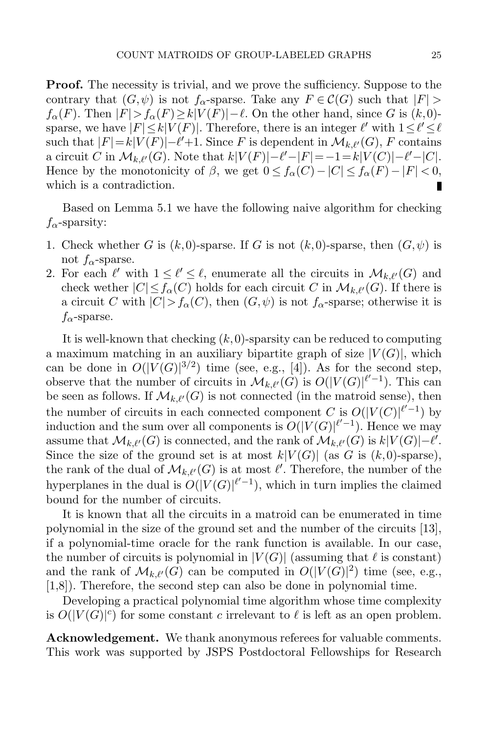**Proof.** The necessity is trivial, and we prove the sufficiency. Suppose to the contrary that $(G,\psi)$ is not $f_\alpha$-sparse. Take any $F \in \mathcal{C}(G)$ such that $|F| > f_\alpha(F)$. Then $|F| > f_\alpha(F) \geq k|V(F)| - \ell$. On the other hand, since $G$ is $(k,0)$-sparse, we have $|F| \leq k|V(F)|$. Therefore, there is an integer $\ell'$ with $1 \leq \ell' \leq \ell$ such that $|F| = k|V(F)| - \ell' + 1$. Since $F$ is dependent in $\mathcal{M}_{k,\ell'}(G)$, $F$ contains a circuit $C$ in $\mathcal{M}_{k,\ell'}(G)$. Note that $k|V(F)| - \ell' - |F| = -1 = k|V(C)| - \ell' - |C|$. Hence by the monotonicity of $\beta$, we get $0 \leq f_\alpha(C) - |C| \leq f_\alpha(F) - |F| < 0$, which is a contradiction. ∎

Based on Lemma 5.1 we have the following naive algorithm for checking $f_\alpha$-sparsity:

1. Check whether $G$ is $(k,0)$-sparse. If $G$ is not $(k,0)$-sparse, then $(G,\psi)$ is not $f_\alpha$-sparse.
2. For each $\ell'$ with $1 \leq \ell' \leq \ell$, enumerate all the circuits in $\mathcal{M}_{k,\ell'}(G)$ and check wether $|C| \leq f_\alpha(C)$ holds for each circuit $C$ in $\mathcal{M}_{k,\ell'}(G)$. If there is a circuit $C$ with $|C| > f_\alpha(C)$, then $(G,\psi)$ is not $f_\alpha$-sparse; otherwise it is $f_\alpha$-sparse.

It is well-known that checking $(k,0)$-sparsity can be reduced to computing a maximum matching in an auxiliary bipartite graph of size $|V(G)|$, which can be done in $O(|V(G)|^{3/2})$ time (see, e.g., [4]). As for the second step, observe that the number of circuits in $\mathcal{M}_{k,\ell'}(G)$ is $O(|V(G)|^{\ell'-1})$. This can be seen as follows. If $\mathcal{M}_{k,\ell'}(G)$ is not connected (in the matroid sense), then the number of circuits in each connected component $C$ is $O(|V(C)|^{\ell'-1})$ by induction and the sum over all components is $O(|V(G)|^{\ell'-1})$. Hence we may assume that $\mathcal{M}_{k,\ell'}(G)$ is connected, and the rank of $\mathcal{M}_{k,\ell'}(G)$ is $k|V(G)| - \ell'$. Since the size of the ground set is at most $k|V(G)|$ (as $G$ is $(k,0)$-sparse), the rank of the dual of $\mathcal{M}_{k,\ell'}(G)$ is at most $\ell'$. Therefore, the number of the hyperplanes in the dual is $O(|V(G)|^{\ell'-1})$, which in turn implies the claimed bound for the number of circuits.

It is known that all the circuits in a matroid can be enumerated in time polynomial in the size of the ground set and the number of the circuits [13], if a polynomial-time oracle for the rank function is available. In our case, the number of circuits is polynomial in $|V(G)|$ (assuming that $\ell$ is constant) and the rank of $\mathcal{M}_{k,\ell'}(G)$ can be computed in $O(|V(G)|^2)$ time (see, e.g., [1,8]). Therefore, the second step can also be done in polynomial time.

Developing a practical polynomial time algorithm whose time complexity is $O(|V(G)|^c)$ for some constant $c$ irrelevant to $\ell$ is left as an open problem.

**Acknowledgement.** We thank anonymous referees for valuable comments. This work was supported by JSPS Postdoctoral Fellowships for Research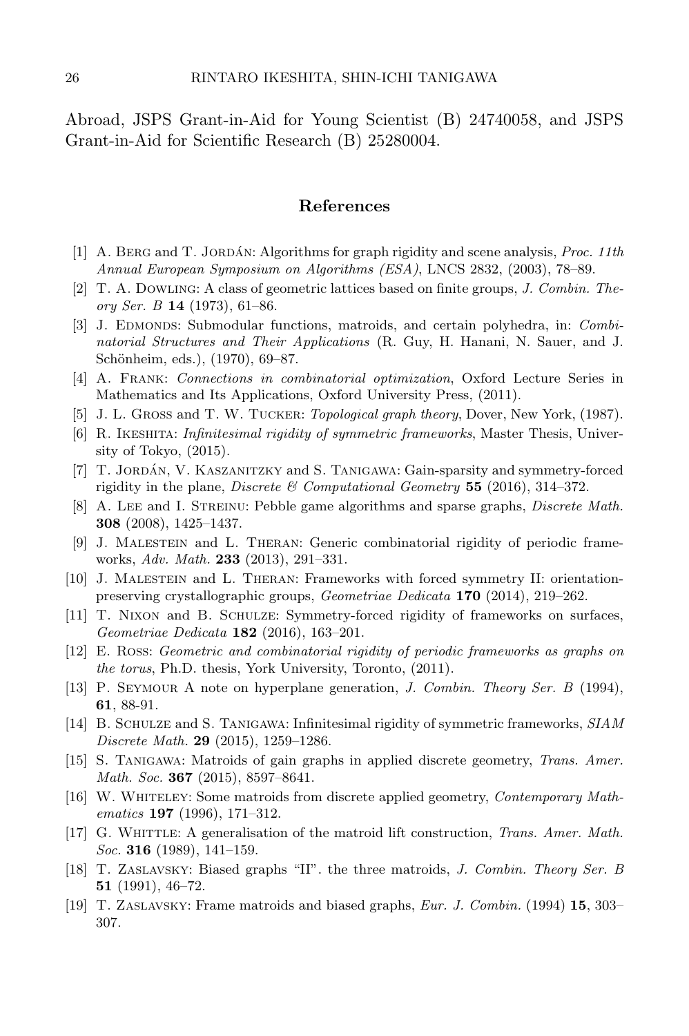Abroad, JSPS Grant-in-Aid for Young Scientist (B) 24740058, and JSPS Grant-in-Aid for Scientific Research (B) 25280004.

## References

[1] A. Berg and T. Jordán: Algorithms for graph rigidity and scene analysis, *Proc. 11th Annual European Symposium on Algorithms (ESA)*, LNCS 2832, (2003), 78–89.

[2] T. A. Dowling: A class of geometric lattices based on finite groups, *J. Combin. Theory Ser. B* **14** (1973), 61–86.

[3] J. Edmonds: Submodular functions, matroids, and certain polyhedra, in: *Combinatorial Structures and Their Applications* (R. Guy, H. Hanani, N. Sauer, and J. Schönheim, eds.), (1970), 69–87.

[4] A. Frank: *Connections in combinatorial optimization*, Oxford Lecture Series in Mathematics and Its Applications, Oxford University Press, (2011).

[5] J. L. Gross and T. W. Tucker: *Topological graph theory*, Dover, New York, (1987).

[6] R. Ikeshita: *Infinitesimal rigidity of symmetric frameworks*, Master Thesis, University of Tokyo, (2015).

[7] T. Jordán, V. Kaszanitzky and S. Tanigawa: Gain-sparsity and symmetry-forced rigidity in the plane, *Discrete & Computational Geometry* **55** (2016), 314–372.

[8] A. Lee and I. Streinu: Pebble game algorithms and sparse graphs, *Discrete Math.* **308** (2008), 1425–1437.

[9] J. Malestein and L. Theran: Generic combinatorial rigidity of periodic frameworks, *Adv. Math.* **233** (2013), 291–331.

[10] J. Malestein and L. Theran: Frameworks with forced symmetry II: orientation-preserving crystallographic groups, *Geometriae Dedicata* **170** (2014), 219–262.

[11] T. Nixon and B. Schulze: Symmetry-forced rigidity of frameworks on surfaces, *Geometriae Dedicata* **182** (2016), 163–201.

[12] E. Ross: *Geometric and combinatorial rigidity of periodic frameworks as graphs on the torus*, Ph.D. thesis, York University, Toronto, (2011).

[13] P. Seymour A note on hyperplane generation, *J. Combin. Theory Ser. B* (1994), **61**, 88-91.

[14] B. Schulze and S. Tanigawa: Infinitesimal rigidity of symmetric frameworks, *SIAM Discrete Math.* **29** (2015), 1259–1286.

[15] S. Tanigawa: Matroids of gain graphs in applied discrete geometry, *Trans. Amer. Math. Soc.* **367** (2015), 8597–8641.

[16] W. Whiteley: Some matroids from discrete applied geometry, *Contemporary Mathematics* **197** (1996), 171–312.

[17] G. Whittle: A generalisation of the matroid lift construction, *Trans. Amer. Math. Soc.* **316** (1989), 141–159.

[18] T. Zaslavsky: Biased graphs "II". the three matroids, *J. Combin. Theory Ser. B* **51** (1991), 46–72.

[19] T. Zaslavsky: Frame matroids and biased graphs, *Eur. J. Combin.* (1994) **15**, 303–307.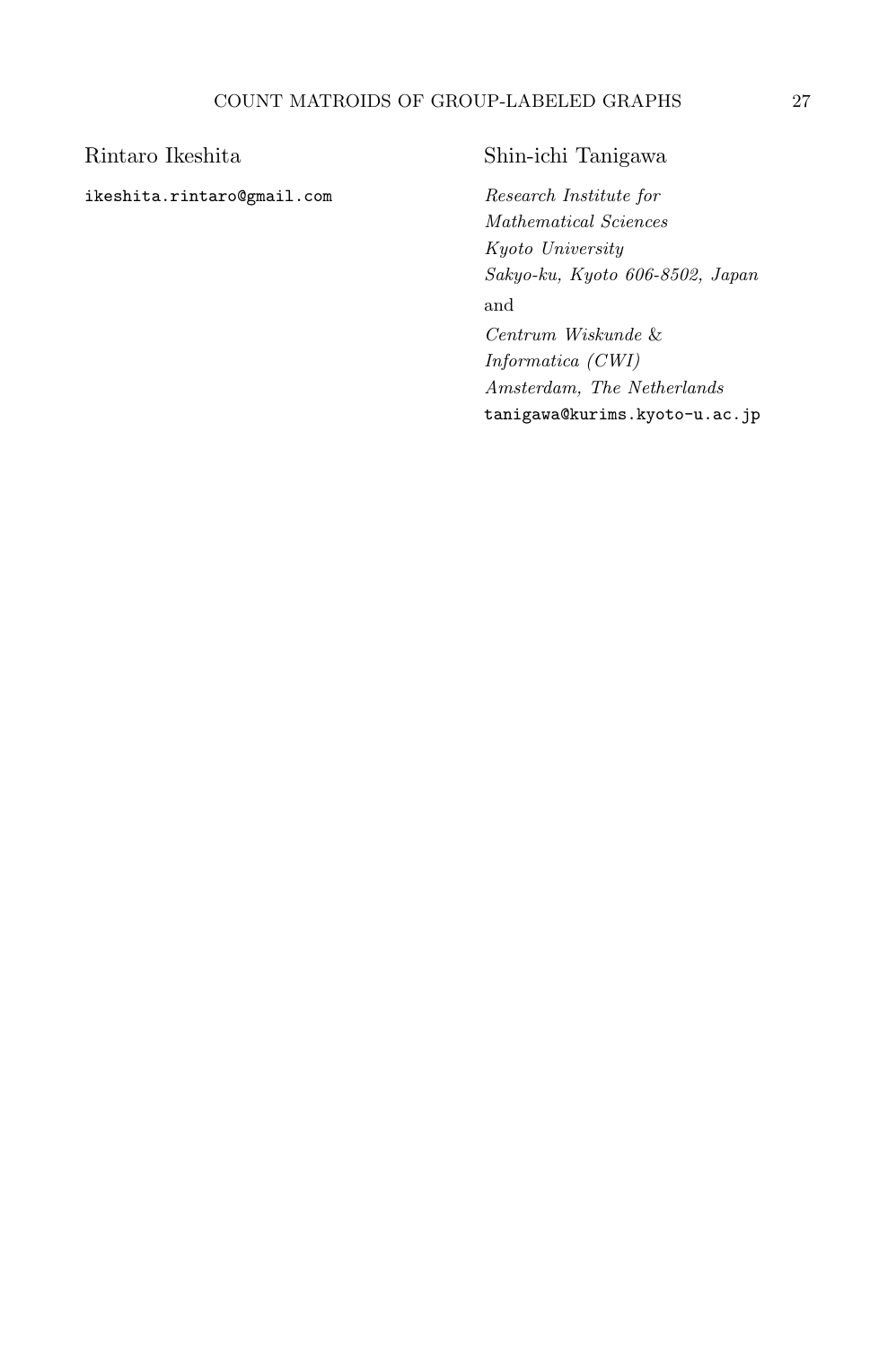Rintaro Ikeshita

ikeshita.rintaro@gmail.com

Shin-ichi Tanigawa

*Research Institute for Mathematical Sciences*
*Kyoto University*
*Sakyo-ku, Kyoto 606-8502, Japan*

and

*Centrum Wiskunde & Informatica (CWI)*
*Amsterdam, The Netherlands*

tanigawa@kurims.kyoto-u.ac.jp